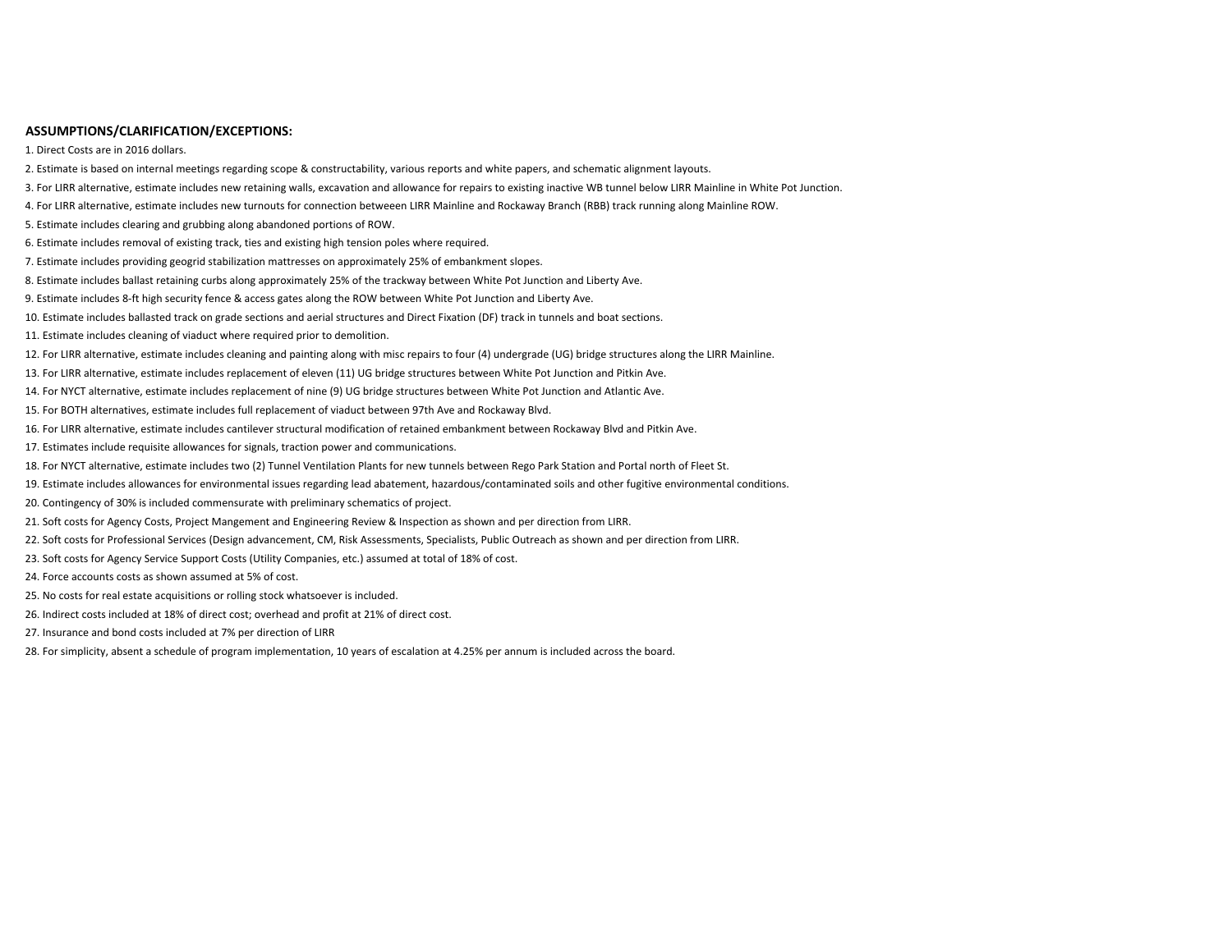**ASSUMPTIONS/CLARIFICATION/EXCEPTIONS:**

1. Direct Costs are in 2016 dollars.
2. Estimate is based on internal meetings regarding scope & constructability, various reports and white papers, and schematic alignment layouts.
3. For LIRR alternative, estimate includes new retaining walls, excavation and allowance for repairs to existing inactive WB tunnel below LIRR Mainline in White Pot Junction.
4. For LIRR alternative, estimate includes new turnouts for connection betweeen LIRR Mainline and Rockaway Branch (RBB) track running along Mainline ROW.
5. Estimate includes clearing and grubbing along abandoned portions of ROW.
6. Estimate includes removal of existing track, ties and existing high tension poles where required.
7. Estimate includes providing geogrid stabilization mattresses on approximately 25% of embankment slopes.
8. Estimate includes ballast retaining curbs along approximately 25% of the trackway between White Pot Junction and Liberty Ave.
9. Estimate includes 8-ft high security fence & access gates along the ROW between White Pot Junction and Liberty Ave.
10. Estimate includes ballasted track on grade sections and aerial structures and Direct Fixation (DF) track in tunnels and boat sections.
11. Estimate includes cleaning of viaduct where required prior to demolition.
12. For LIRR alternative, estimate includes cleaning and painting along with misc repairs to four (4) undergrade (UG) bridge structures along the LIRR Mainline.
13. For LIRR alternative, estimate includes replacement of eleven (11) UG bridge structures between White Pot Junction and Pitkin Ave.
14. For NYCT alternative, estimate includes replacement of nine (9) UG bridge structures between White Pot Junction and Atlantic Ave.
15. For BOTH alternatives, estimate includes full replacement of viaduct between 97th Ave and Rockaway Blvd.
16. For LIRR alternative, estimate includes cantilever structural modification of retained embankment between Rockaway Blvd and Pitkin Ave.
17. Estimates include requisite allowances for signals, traction power and communications.
18. For NYCT alternative, estimate includes two (2) Tunnel Ventilation Plants for new tunnels between Rego Park Station and Portal north of Fleet St.
19. Estimate includes allowances for environmental issues regarding lead abatement, hazardous/contaminated soils and other fugitive environmental conditions.
20. Contingency of 30% is included commensurate with preliminary schematics of project.
21. Soft costs for Agency Costs, Project Mangement and Engineering Review & Inspection as shown and per direction from LIRR.
22. Soft costs for Professional Services (Design advancement, CM, Risk Assessments, Specialists, Public Outreach as shown and per direction from LIRR.
23. Soft costs for Agency Service Support Costs (Utility Companies, etc.) assumed at total of 18% of cost.
24. Force accounts costs as shown assumed at 5% of cost.
25. No costs for real estate acquisitions or rolling stock whatsoever is included.
26. Indirect costs included at 18% of direct cost; overhead and profit at 21% of direct cost.
27. Insurance and bond costs included at 7% per direction of LIRR
28. For simplicity, absent a schedule of program implementation, 10 years of escalation at 4.25% per annum is included across the board.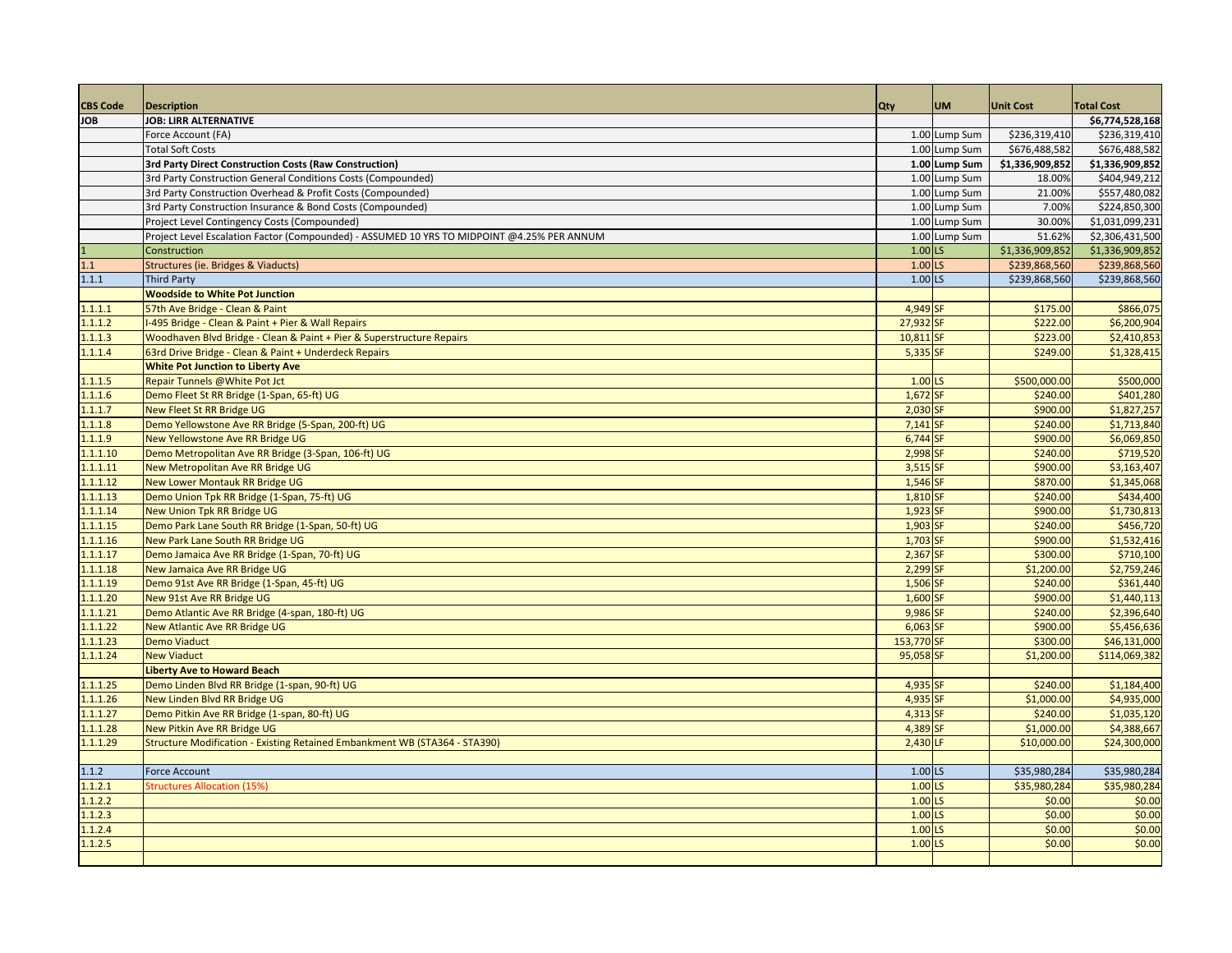| CBS Code | Description | Qty | UM | Unit Cost | Total Cost |
|---|---|---|---|---|---|
| JOB | **JOB: LIRR ALTERNATIVE** | | | | **$6,774,528,168** |
| | Force Account (FA) | 1.00 | Lump Sum | $236,319,410 | $236,319,410 |
| | Total Soft Costs | 1.00 | Lump Sum | $676,488,582 | $676,488,582 |
| | **3rd Party Direct Construction Costs (Raw Construction)** | **1.00** | **Lump Sum** | **$1,336,909,852** | **$1,336,909,852** |
| | 3rd Party Construction General Conditions Costs (Compounded) | 1.00 | Lump Sum | 18.00% | $404,949,212 |
| | 3rd Party Construction Overhead & Profit Costs (Compounded) | 1.00 | Lump Sum | 21.00% | $557,480,082 |
| | 3rd Party Construction Insurance & Bond Costs (Compounded) | 1.00 | Lump Sum | 7.00% | $224,850,300 |
| | Project Level Contingency Costs (Compounded) | 1.00 | Lump Sum | 30.00% | $1,031,099,231 |
| | Project Level Escalation Factor (Compounded) - ASSUMED 10 YRS TO MIDPOINT @4.25% PER ANNUM | 1.00 | Lump Sum | 51.62% | $2,306,431,500 |
| 1 | Construction | 1.00 | LS | $1,336,909,852 | $1,336,909,852 |
| 1.1 | Structures (ie. Bridges & Viaducts) | 1.00 | LS | $239,868,560 | $239,868,560 |
| 1.1.1 | Third Party | 1.00 | LS | $239,868,560 | $239,868,560 |
| | **Woodside to White Pot Junction** | | | | |
| 1.1.1.1 | 57th Ave Bridge - Clean & Paint | 4,949 | SF | $175.00 | $866,075 |
| 1.1.1.2 | I-495 Bridge - Clean & Paint + Pier & Wall Repairs | 27,932 | SF | $222.00 | $6,200,904 |
| 1.1.1.3 | Woodhaven Blvd Bridge - Clean & Paint + Pier & Superstructure Repairs | 10,811 | SF | $223.00 | $2,410,853 |
| 1.1.1.4 | 63rd Drive Bridge - Clean & Paint + Underdeck Repairs | 5,335 | SF | $249.00 | $1,328,415 |
| | **White Pot Junction to Liberty Ave** | | | | |
| 1.1.1.5 | Repair Tunnels @White Pot Jct | 1.00 | LS | $500,000.00 | $500,000 |
| 1.1.1.6 | Demo Fleet St RR Bridge (1-Span, 65-ft) UG | 1,672 | SF | $240.00 | $401,280 |
| 1.1.1.7 | New Fleet St RR Bridge UG | 2,030 | SF | $900.00 | $1,827,257 |
| 1.1.1.8 | Demo Yellowstone Ave RR Bridge (5-Span, 200-ft) UG | 7,141 | SF | $240.00 | $1,713,840 |
| 1.1.1.9 | New Yellowstone Ave RR Bridge UG | 6,744 | SF | $900.00 | $6,069,850 |
| 1.1.1.10 | Demo Metropolitan Ave RR Bridge (3-Span, 106-ft) UG | 2,998 | SF | $240.00 | $719,520 |
| 1.1.1.11 | New Metropolitan Ave RR Bridge UG | 3,515 | SF | $900.00 | $3,163,407 |
| 1.1.1.12 | New Lower Montauk RR Bridge UG | 1,546 | SF | $870.00 | $1,345,068 |
| 1.1.1.13 | Demo Union Tpk RR Bridge (1-Span, 75-ft) UG | 1,810 | SF | $240.00 | $434,400 |
| 1.1.1.14 | New Union Tpk RR Bridge UG | 1,923 | SF | $900.00 | $1,730,813 |
| 1.1.1.15 | Demo Park Lane South RR Bridge (1-Span, 50-ft) UG | 1,903 | SF | $240.00 | $456,720 |
| 1.1.1.16 | New Park Lane South RR Bridge UG | 1,703 | SF | $900.00 | $1,532,416 |
| 1.1.1.17 | Demo Jamaica Ave RR Bridge (1-Span, 70-ft) UG | 2,367 | SF | $300.00 | $710,100 |
| 1.1.1.18 | New Jamaica Ave RR Bridge UG | 2,299 | SF | $1,200.00 | $2,759,246 |
| 1.1.1.19 | Demo 91st Ave RR Bridge (1-Span, 45-ft) UG | 1,506 | SF | $240.00 | $361,440 |
| 1.1.1.20 | New 91st Ave RR Bridge UG | 1,600 | SF | $900.00 | $1,440,113 |
| 1.1.1.21 | Demo Atlantic Ave RR Bridge (4-span, 180-ft) UG | 9,986 | SF | $240.00 | $2,396,640 |
| 1.1.1.22 | New Atlantic Ave RR Bridge UG | 6,063 | SF | $900.00 | $5,456,636 |
| 1.1.1.23 | Demo Viaduct | 153,770 | SF | $300.00 | $46,131,000 |
| 1.1.1.24 | New Viaduct | 95,058 | SF | $1,200.00 | $114,069,382 |
| | **Liberty Ave to Howard Beach** | | | | |
| 1.1.1.25 | Demo Linden Blvd RR Bridge (1-span, 90-ft) UG | 4,935 | SF | $240.00 | $1,184,400 |
| 1.1.1.26 | New Linden Blvd RR Bridge UG | 4,935 | SF | $1,000.00 | $4,935,000 |
| 1.1.1.27 | Demo Pitkin Ave RR Bridge (1-span, 80-ft) UG | 4,313 | SF | $240.00 | $1,035,120 |
| 1.1.1.28 | New Pitkin Ave RR Bridge UG | 4,389 | SF | $1,000.00 | $4,388,667 |
| 1.1.1.29 | Structure Modification - Existing Retained Embankment WB (STA364 - STA390) | 2,430 | LF | $10,000.00 | $24,300,000 |
| | | | | | |
| 1.1.2 | Force Account | 1.00 | LS | $35,980,284 | $35,980,284 |
| 1.1.2.1 | Structures Allocation (15%) | 1.00 | LS | $35,980,284 | $35,980,284 |
| 1.1.2.2 | | 1.00 | LS | $0.00 | $0.00 |
| 1.1.2.3 | | 1.00 | LS | $0.00 | $0.00 |
| 1.1.2.4 | | 1.00 | LS | $0.00 | $0.00 |
| 1.1.2.5 | | 1.00 | LS | $0.00 | $0.00 |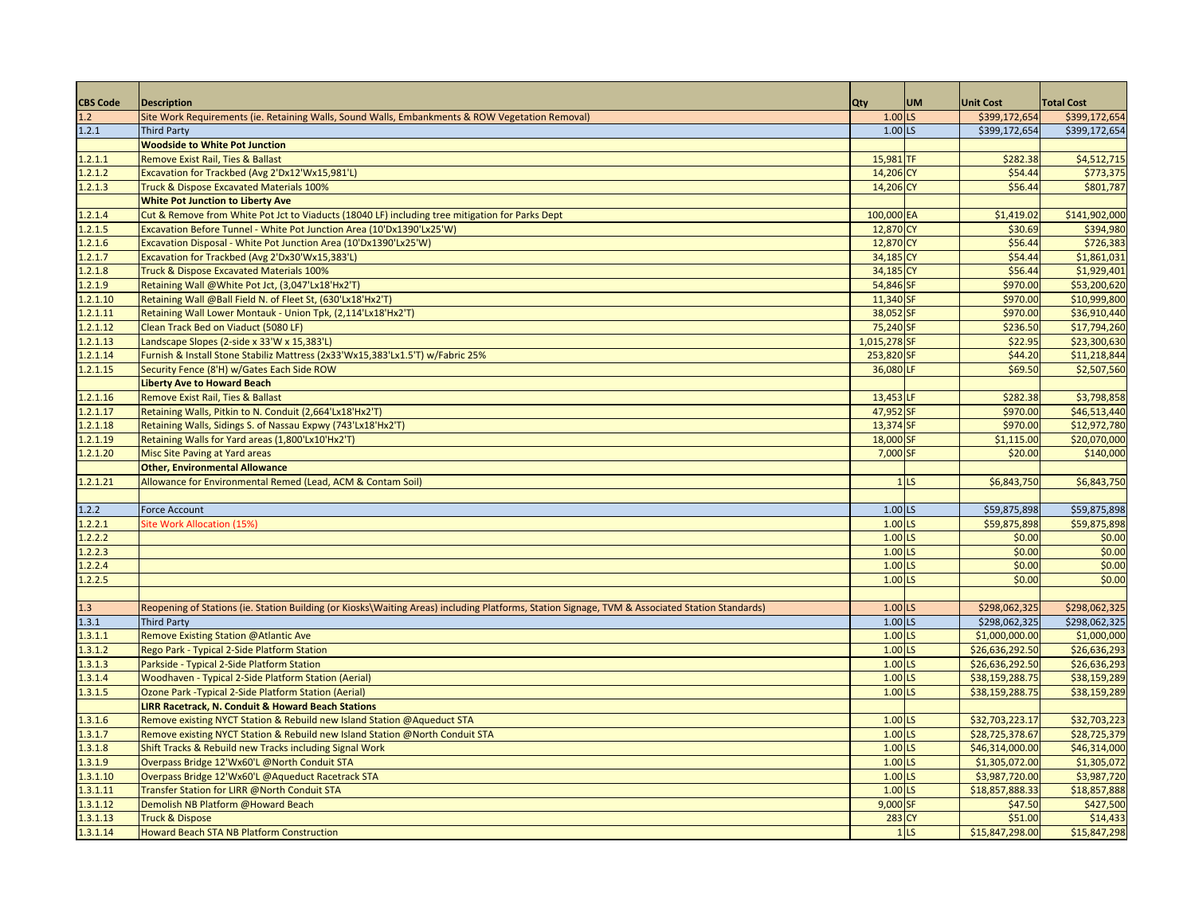| CBS Code | Description | Qty | UM | Unit Cost | Total Cost |
|---|---|---|---|---|---|
| 1.2 | Site Work Requirements (ie. Retaining Walls, Sound Walls, Embankments & ROW Vegetation Removal) | 1.00 | LS | $399,172,654 | $399,172,654 |
| 1.2.1 | Third Party | 1.00 | LS | $399,172,654 | $399,172,654 |
| | **Woodside to White Pot Junction** | | | | |
| 1.2.1.1 | Remove Exist Rail, Ties & Ballast | 15,981 | TF | $282.38 | $4,512,715 |
| 1.2.1.2 | Excavation for Trackbed (Avg 2'Dx12'Wx15,981'L) | 14,206 | CY | $54.44 | $773,375 |
| 1.2.1.3 | Truck & Dispose Excavated Materials 100% | 14,206 | CY | $56.44 | $801,787 |
| | **White Pot Junction to Liberty Ave** | | | | |
| 1.2.1.4 | Cut & Remove from White Pot Jct to Viaducts (18040 LF) including tree mitigation for Parks Dept | 100,000 | EA | $1,419.02 | $141,902,000 |
| 1.2.1.5 | Excavation Before Tunnel - White Pot Junction Area (10'Dx1390'Lx25'W) | 12,870 | CY | $30.69 | $394,980 |
| 1.2.1.6 | Excavation Disposal - White Pot Junction Area (10'Dx1390'Lx25'W) | 12,870 | CY | $56.44 | $726,383 |
| 1.2.1.7 | Excavation for Trackbed (Avg 2'Dx30'Wx15,383'L) | 34,185 | CY | $54.44 | $1,861,031 |
| 1.2.1.8 | Truck & Dispose Excavated Materials 100% | 34,185 | CY | $56.44 | $1,929,401 |
| 1.2.1.9 | Retaining Wall @White Pot Jct, (3,047'Lx18'Hx2'T) | 54,846 | SF | $970.00 | $53,200,620 |
| 1.2.1.10 | Retaining Wall @Ball Field N. of Fleet St, (630'Lx18'Hx2'T) | 11,340 | SF | $970.00 | $10,999,800 |
| 1.2.1.11 | Retaining Wall Lower Montauk - Union Tpk, (2,114'Lx18'Hx2'T) | 38,052 | SF | $970.00 | $36,910,440 |
| 1.2.1.12 | Clean Track Bed on Viaduct (5080 LF) | 75,240 | SF | $236.50 | $17,794,260 |
| 1.2.1.13 | Landscape Slopes (2-side x 33'W x 15,383'L) | 1,015,278 | SF | $22.95 | $23,300,630 |
| 1.2.1.14 | Furnish & Install Stone Stabiliz Mattress (2x33'Wx15,383'Lx1.5'T) w/Fabric 25% | 253,820 | SF | $44.20 | $11,218,844 |
| 1.2.1.15 | Security Fence (8'H) w/Gates Each Side ROW | 36,080 | LF | $69.50 | $2,507,560 |
| | **Liberty Ave to Howard Beach** | | | | |
| 1.2.1.16 | Remove Exist Rail, Ties & Ballast | 13,453 | LF | $282.38 | $3,798,858 |
| 1.2.1.17 | Retaining Walls, Pitkin to N. Conduit (2,664'Lx18'Hx2'T) | 47,952 | SF | $970.00 | $46,513,440 |
| 1.2.1.18 | Retaining Walls, Sidings S. of Nassau Expwy (743'Lx18'Hx2'T) | 13,374 | SF | $970.00 | $12,972,780 |
| 1.2.1.19 | Retaining Walls for Yard areas (1,800'Lx10'Hx2'T) | 18,000 | SF | $1,115.00 | $20,070,000 |
| 1.2.1.20 | Misc Site Paving at Yard areas | 7,000 | SF | $20.00 | $140,000 |
| | **Other, Environmental Allowance** | | | | |
| 1.2.1.21 | Allowance for Environmental Remed (Lead, ACM & Contam Soil) | 1 | LS | $6,843,750 | $6,843,750 |
| | | | | | |
| 1.2.2 | Force Account | 1.00 | LS | $59,875,898 | $59,875,898 |
| 1.2.2.1 | Site Work Allocation (15%) | 1.00 | LS | $59,875,898 | $59,875,898 |
| 1.2.2.2 | | 1.00 | LS | $0.00 | $0.00 |
| 1.2.2.3 | | 1.00 | LS | $0.00 | $0.00 |
| 1.2.2.4 | | 1.00 | LS | $0.00 | $0.00 |
| 1.2.2.5 | | 1.00 | LS | $0.00 | $0.00 |
| | | | | | |
| 1.3 | Reopening of Stations (ie. Station Building (or Kiosks\Waiting Areas) including Platforms, Station Signage, TVM & Associated Station Standards) | 1.00 | LS | $298,062,325 | $298,062,325 |
| 1.3.1 | Third Party | 1.00 | LS | $298,062,325 | $298,062,325 |
| 1.3.1.1 | Remove Existing Station @Atlantic Ave | 1.00 | LS | $1,000,000.00 | $1,000,000 |
| 1.3.1.2 | Rego Park - Typical 2-Side Platform Station | 1.00 | LS | $26,636,292.50 | $26,636,293 |
| 1.3.1.3 | Parkside - Typical 2-Side Platform Station | 1.00 | LS | $26,636,292.50 | $26,636,293 |
| 1.3.1.4 | Woodhaven - Typical 2-Side Platform Station (Aerial) | 1.00 | LS | $38,159,288.75 | $38,159,289 |
| 1.3.1.5 | Ozone Park -Typical 2-Side Platform Station (Aerial) | 1.00 | LS | $38,159,288.75 | $38,159,289 |
| | **LIRR Racetrack, N. Conduit & Howard Beach Stations** | | | | |
| 1.3.1.6 | Remove existing NYCT Station & Rebuild new Island Station @Aqueduct STA | 1.00 | LS | $32,703,223.17 | $32,703,223 |
| 1.3.1.7 | Remove existing NYCT Station & Rebuild new Island Station @North Conduit STA | 1.00 | LS | $28,725,378.67 | $28,725,379 |
| 1.3.1.8 | Shift Tracks & Rebuild new Tracks including Signal Work | 1.00 | LS | $46,314,000.00 | $46,314,000 |
| 1.3.1.9 | Overpass Bridge 12'Wx60'L @North Conduit STA | 1.00 | LS | $1,305,072.00 | $1,305,072 |
| 1.3.1.10 | Overpass Bridge 12'Wx60'L @Aqueduct Racetrack STA | 1.00 | LS | $3,987,720.00 | $3,987,720 |
| 1.3.1.11 | Transfer Station for LIRR @North Conduit STA | 1.00 | LS | $18,857,888.33 | $18,857,888 |
| 1.3.1.12 | Demolish NB Platform @Howard Beach | 9,000 | SF | $47.50 | $427,500 |
| 1.3.1.13 | Truck & Dispose | 283 | CY | $51.00 | $14,433 |
| 1.3.1.14 | Howard Beach STA NB Platform Construction | 1 | LS | $15,847,298.00 | $15,847,298 |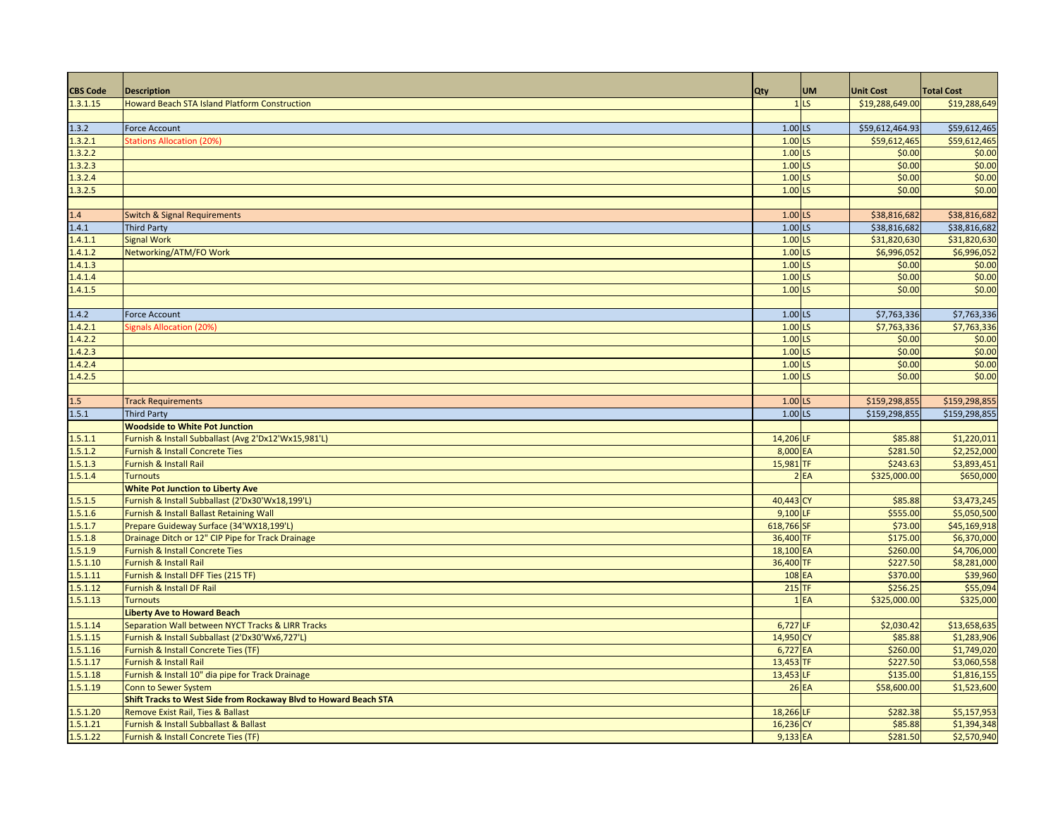| CBS Code | Description | Qty | UM | Unit Cost | Total Cost |
|---|---|---|---|---|---|
| 1.3.1.15 | Howard Beach STA Island Platform Construction | 1 | LS | $19,288,649.00 | $19,288,649 |
| | | | | | |
| 1.3.2 | Force Account | 1.00 | LS | $59,612,464.93 | $59,612,465 |
| 1.3.2.1 | Stations Allocation (20%) | 1.00 | LS | $59,612,465 | $59,612,465 |
| 1.3.2.2 | | 1.00 | LS | $0.00 | $0.00 |
| 1.3.2.3 | | 1.00 | LS | $0.00 | $0.00 |
| 1.3.2.4 | | 1.00 | LS | $0.00 | $0.00 |
| 1.3.2.5 | | 1.00 | LS | $0.00 | $0.00 |
| | | | | | |
| 1.4 | Switch & Signal Requirements | 1.00 | LS | $38,816,682 | $38,816,682 |
| 1.4.1 | Third Party | 1.00 | LS | $38,816,682 | $38,816,682 |
| 1.4.1.1 | Signal Work | 1.00 | LS | $31,820,630 | $31,820,630 |
| 1.4.1.2 | Networking/ATM/FO Work | 1.00 | LS | $6,996,052 | $6,996,052 |
| 1.4.1.3 | | 1.00 | LS | $0.00 | $0.00 |
| 1.4.1.4 | | 1.00 | LS | $0.00 | $0.00 |
| 1.4.1.5 | | 1.00 | LS | $0.00 | $0.00 |
| | | | | | |
| 1.4.2 | Force Account | 1.00 | LS | $7,763,336 | $7,763,336 |
| 1.4.2.1 | Signals Allocation (20%) | 1.00 | LS | $7,763,336 | $7,763,336 |
| 1.4.2.2 | | 1.00 | LS | $0.00 | $0.00 |
| 1.4.2.3 | | 1.00 | LS | $0.00 | $0.00 |
| 1.4.2.4 | | 1.00 | LS | $0.00 | $0.00 |
| 1.4.2.5 | | 1.00 | LS | $0.00 | $0.00 |
| | | | | | |
| 1.5 | Track Requirements | 1.00 | LS | $159,298,855 | $159,298,855 |
| 1.5.1 | Third Party | 1.00 | LS | $159,298,855 | $159,298,855 |
| | **Woodside to White Pot Junction** | | | | |
| 1.5.1.1 | Furnish & Install Subballast (Avg 2'Dx12'Wx15,981'L) | 14,206 | LF | $85.88 | $1,220,011 |
| 1.5.1.2 | Furnish & Install Concrete Ties | 8,000 | EA | $281.50 | $2,252,000 |
| 1.5.1.3 | Furnish & Install Rail | 15,981 | TF | $243.63 | $3,893,451 |
| 1.5.1.4 | Turnouts | 2 | EA | $325,000.00 | $650,000 |
| | **White Pot Junction to Liberty Ave** | | | | |
| 1.5.1.5 | Furnish & Install Subballast (2'Dx30'Wx18,199'L) | 40,443 | CY | $85.88 | $3,473,245 |
| 1.5.1.6 | Furnish & Install Ballast Retaining Wall | 9,100 | LF | $555.00 | $5,050,500 |
| 1.5.1.7 | Prepare Guideway Surface (34'WX18,199'L) | 618,766 | SF | $73.00 | $45,169,918 |
| 1.5.1.8 | Drainage Ditch or 12" CIP Pipe for Track Drainage | 36,400 | TF | $175.00 | $6,370,000 |
| 1.5.1.9 | Furnish & Install Concrete Ties | 18,100 | EA | $260.00 | $4,706,000 |
| 1.5.1.10 | Furnish & Install Rail | 36,400 | TF | $227.50 | $8,281,000 |
| 1.5.1.11 | Furnish & Install DFF Ties (215 TF) | 108 | EA | $370.00 | $39,960 |
| 1.5.1.12 | Furnish & Install DF Rail | 215 | TF | $256.25 | $55,094 |
| 1.5.1.13 | Turnouts | 1 | EA | $325,000.00 | $325,000 |
| | **Liberty Ave to Howard Beach** | | | | |
| 1.5.1.14 | Separation Wall between NYCT Tracks & LIRR Tracks | 6,727 | LF | $2,030.42 | $13,658,635 |
| 1.5.1.15 | Furnish & Install Subballast (2'Dx30'Wx6,727'L) | 14,950 | CY | $85.88 | $1,283,906 |
| 1.5.1.16 | Furnish & Install Concrete Ties (TF) | 6,727 | EA | $260.00 | $1,749,020 |
| 1.5.1.17 | Furnish & Install Rail | 13,453 | TF | $227.50 | $3,060,558 |
| 1.5.1.18 | Furnish & Install 10" dia pipe for Track Drainage | 13,453 | LF | $135.00 | $1,816,155 |
| 1.5.1.19 | Conn to Sewer System | 26 | EA | $58,600.00 | $1,523,600 |
| | **Shift Tracks to West Side from Rockaway Blvd to Howard Beach STA** | | | | |
| 1.5.1.20 | Remove Exist Rail, Ties & Ballast | 18,266 | LF | $282.38 | $5,157,953 |
| 1.5.1.21 | Furnish & Install Subballast & Ballast | 16,236 | CY | $85.88 | $1,394,348 |
| 1.5.1.22 | Furnish & Install Concrete Ties (TF) | 9,133 | EA | $281.50 | $2,570,940 |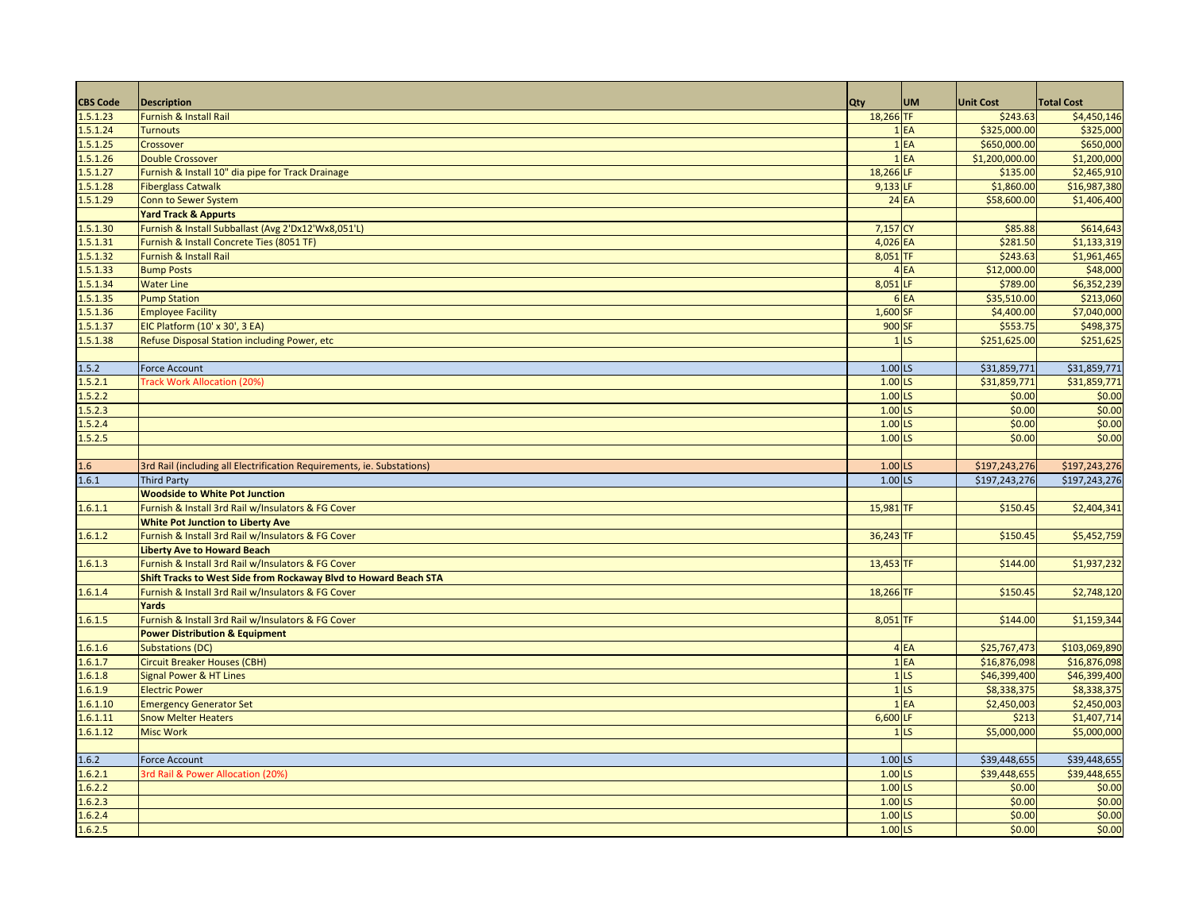| CBS Code | Description | Qty | UM | Unit Cost | Total Cost |
|---|---|---|---|---|---|
| 1.5.1.23 | Furnish & Install Rail | 18,266 | TF | $243.63 | $4,450,146 |
| 1.5.1.24 | Turnouts | 1 | EA | $325,000.00 | $325,000 |
| 1.5.1.25 | Crossover | 1 | EA | $650,000.00 | $650,000 |
| 1.5.1.26 | Double Crossover | 1 | EA | $1,200,000.00 | $1,200,000 |
| 1.5.1.27 | Furnish & Install 10" dia pipe for Track Drainage | 18,266 | LF | $135.00 | $2,465,910 |
| 1.5.1.28 | Fiberglass Catwalk | 9,133 | LF | $1,860.00 | $16,987,380 |
| 1.5.1.29 | Conn to Sewer System | 24 | EA | $58,600.00 | $1,406,400 |
| | **Yard Track & Appurts** | | | | |
| 1.5.1.30 | Furnish & Install Subballast (Avg 2'Dx12'Wx8,051'L) | 7,157 | CY | $85.88 | $614,643 |
| 1.5.1.31 | Furnish & Install Concrete Ties (8051 TF) | 4,026 | EA | $281.50 | $1,133,319 |
| 1.5.1.32 | Furnish & Install Rail | 8,051 | TF | $243.63 | $1,961,465 |
| 1.5.1.33 | Bump Posts | 4 | EA | $12,000.00 | $48,000 |
| 1.5.1.34 | Water Line | 8,051 | LF | $789.00 | $6,352,239 |
| 1.5.1.35 | Pump Station | 6 | EA | $35,510.00 | $213,060 |
| 1.5.1.36 | Employee Facility | 1,600 | SF | $4,400.00 | $7,040,000 |
| 1.5.1.37 | EIC Platform (10' x 30', 3 EA) | 900 | SF | $553.75 | $498,375 |
| 1.5.1.38 | Refuse Disposal Station including Power, etc | 1 | LS | $251,625.00 | $251,625 |
| | | | | | |
| 1.5.2 | Force Account | 1.00 | LS | $31,859,771 | $31,859,771 |
| 1.5.2.1 | Track Work Allocation (20%) | 1.00 | LS | $31,859,771 | $31,859,771 |
| 1.5.2.2 | | 1.00 | LS | $0.00 | $0.00 |
| 1.5.2.3 | | 1.00 | LS | $0.00 | $0.00 |
| 1.5.2.4 | | 1.00 | LS | $0.00 | $0.00 |
| 1.5.2.5 | | 1.00 | LS | $0.00 | $0.00 |
| | | | | | |
| 1.6 | 3rd Rail (including all Electrification Requirements, ie. Substations) | 1.00 | LS | $197,243,276 | $197,243,276 |
| 1.6.1 | Third Party | 1.00 | LS | $197,243,276 | $197,243,276 |
| | **Woodside to White Pot Junction** | | | | |
| 1.6.1.1 | Furnish & Install 3rd Rail w/Insulators & FG Cover | 15,981 | TF | $150.45 | $2,404,341 |
| | **White Pot Junction to Liberty Ave** | | | | |
| 1.6.1.2 | Furnish & Install 3rd Rail w/Insulators & FG Cover | 36,243 | TF | $150.45 | $5,452,759 |
| | **Liberty Ave to Howard Beach** | | | | |
| 1.6.1.3 | Furnish & Install 3rd Rail w/Insulators & FG Cover | 13,453 | TF | $144.00 | $1,937,232 |
| | **Shift Tracks to West Side from Rockaway Blvd to Howard Beach STA** | | | | |
| 1.6.1.4 | Furnish & Install 3rd Rail w/Insulators & FG Cover | 18,266 | TF | $150.45 | $2,748,120 |
| | **Yards** | | | | |
| 1.6.1.5 | Furnish & Install 3rd Rail w/Insulators & FG Cover | 8,051 | TF | $144.00 | $1,159,344 |
| | **Power Distribution & Equipment** | | | | |
| 1.6.1.6 | Substations (DC) | 4 | EA | $25,767,473 | $103,069,890 |
| 1.6.1.7 | Circuit Breaker Houses (CBH) | 1 | EA | $16,876,098 | $16,876,098 |
| 1.6.1.8 | Signal Power & HT Lines | 1 | LS | $46,399,400 | $46,399,400 |
| 1.6.1.9 | Electric Power | 1 | LS | $8,338,375 | $8,338,375 |
| 1.6.1.10 | Emergency Generator Set | 1 | EA | $2,450,003 | $2,450,003 |
| 1.6.1.11 | Snow Melter Heaters | 6,600 | LF | $213 | $1,407,714 |
| 1.6.1.12 | Misc Work | 1 | LS | $5,000,000 | $5,000,000 |
| | | | | | |
| 1.6.2 | Force Account | 1.00 | LS | $39,448,655 | $39,448,655 |
| 1.6.2.1 | 3rd Rail & Power Allocation (20%) | 1.00 | LS | $39,448,655 | $39,448,655 |
| 1.6.2.2 | | 1.00 | LS | $0.00 | $0.00 |
| 1.6.2.3 | | 1.00 | LS | $0.00 | $0.00 |
| 1.6.2.4 | | 1.00 | LS | $0.00 | $0.00 |
| 1.6.2.5 | | 1.00 | LS | $0.00 | $0.00 |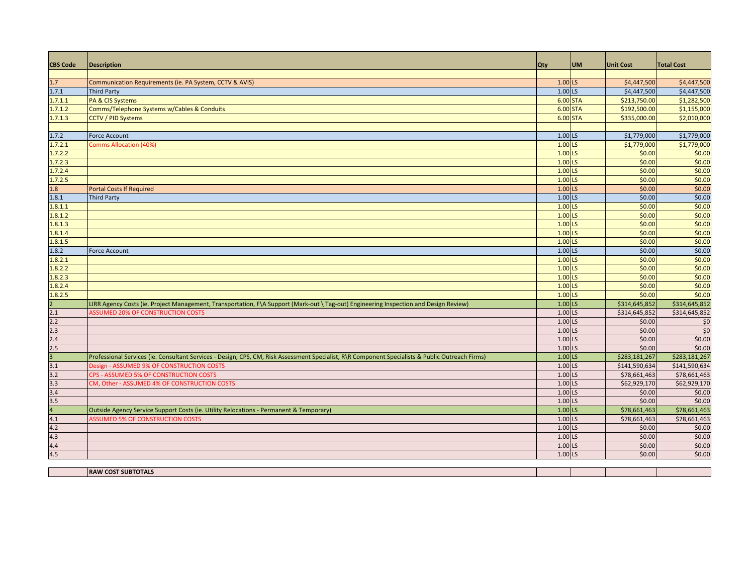| CBS Code | Description | Qty | UM | Unit Cost | Total Cost |
|---|---|---|---|---|---|
| 1.7 | Communication Requirements (ie. PA System, CCTV & AVIS) | 1.00 | LS | $4,447,500 | $4,447,500 |
| 1.7.1 | Third Party | 1.00 | LS | $4,447,500 | $4,447,500 |
| 1.7.1.1 | PA & CIS Systems | 6.00 | STA | $213,750.00 | $1,282,500 |
| 1.7.1.2 | Comms/Telephone Systems w/Cables & Conduits | 6.00 | STA | $192,500.00 | $1,155,000 |
| 1.7.1.3 | CCTV / PID Systems | 6.00 | STA | $335,000.00 | $2,010,000 |
| | | | | | |
| 1.7.2 | Force Account | 1.00 | LS | $1,779,000 | $1,779,000 |
| 1.7.2.1 | Comms Allocation (40%) | 1.00 | LS | $1,779,000 | $1,779,000 |
| 1.7.2.2 | | 1.00 | LS | $0.00 | $0.00 |
| 1.7.2.3 | | 1.00 | LS | $0.00 | $0.00 |
| 1.7.2.4 | | 1.00 | LS | $0.00 | $0.00 |
| 1.7.2.5 | | 1.00 | LS | $0.00 | $0.00 |
| 1.8 | Portal Costs If Required | 1.00 | LS | $0.00 | $0.00 |
| 1.8.1 | Third Party | 1.00 | LS | $0.00 | $0.00 |
| 1.8.1.1 | | 1.00 | LS | $0.00 | $0.00 |
| 1.8.1.2 | | 1.00 | LS | $0.00 | $0.00 |
| 1.8.1.3 | | 1.00 | LS | $0.00 | $0.00 |
| 1.8.1.4 | | 1.00 | LS | $0.00 | $0.00 |
| 1.8.1.5 | | 1.00 | LS | $0.00 | $0.00 |
| 1.8.2 | Force Account | 1.00 | LS | $0.00 | $0.00 |
| 1.8.2.1 | | 1.00 | LS | $0.00 | $0.00 |
| 1.8.2.2 | | 1.00 | LS | $0.00 | $0.00 |
| 1.8.2.3 | | 1.00 | LS | $0.00 | $0.00 |
| 1.8.2.4 | | 1.00 | LS | $0.00 | $0.00 |
| 1.8.2.5 | | 1.00 | LS | $0.00 | $0.00 |
| 2 | LIRR Agency Costs (ie. Project Management, Transportation, F\A Support (Mark-out \ Tag-out) Engineering Inspection and Design Review) | 1.00 | LS | $314,645,852 | $314,645,852 |
| 2.1 | ASSUMED 20% OF CONSTRUCTION COSTS | 1.00 | LS | $314,645,852 | $314,645,852 |
| 2.2 | | 1.00 | LS | $0.00 | $0 |
| 2.3 | | 1.00 | LS | $0.00 | $0 |
| 2.4 | | 1.00 | LS | $0.00 | $0.00 |
| 2.5 | | 1.00 | LS | $0.00 | $0.00 |
| 3 | Professional Services (ie. Consultant Services - Design, CPS, CM, Risk Assessment Specialist, R\R Component Specialists & Public Outreach Firms) | 1.00 | LS | $283,181,267 | $283,181,267 |
| 3.1 | Design - ASSUMED 9% OF CONSTRUCTION COSTS | 1.00 | LS | $141,590,634 | $141,590,634 |
| 3.2 | CPS - ASSUMED 5% OF CONSTRUCTION COSTS | 1.00 | LS | $78,661,463 | $78,661,463 |
| 3.3 | CM, Other - ASSUMED 4% OF CONSTRUCTION COSTS | 1.00 | LS | $62,929,170 | $62,929,170 |
| 3.4 | | 1.00 | LS | $0.00 | $0.00 |
| 3.5 | | 1.00 | LS | $0.00 | $0.00 |
| 4 | Outside Agency Service Support Costs (ie. Utility Relocations - Permanent & Temporary) | 1.00 | LS | $78,661,463 | $78,661,463 |
| 4.1 | ASSUMED 5% OF CONSTRUCTION COSTS | 1.00 | LS | $78,661,463 | $78,661,463 |
| 4.2 | | 1.00 | LS | $0.00 | $0.00 |
| 4.3 | | 1.00 | LS | $0.00 | $0.00 |
| 4.4 | | 1.00 | LS | $0.00 | $0.00 |
| 4.5 | | 1.00 | LS | $0.00 | $0.00 |
| | | | | | |
| | **RAW COST SUBTOTALS** | | | | |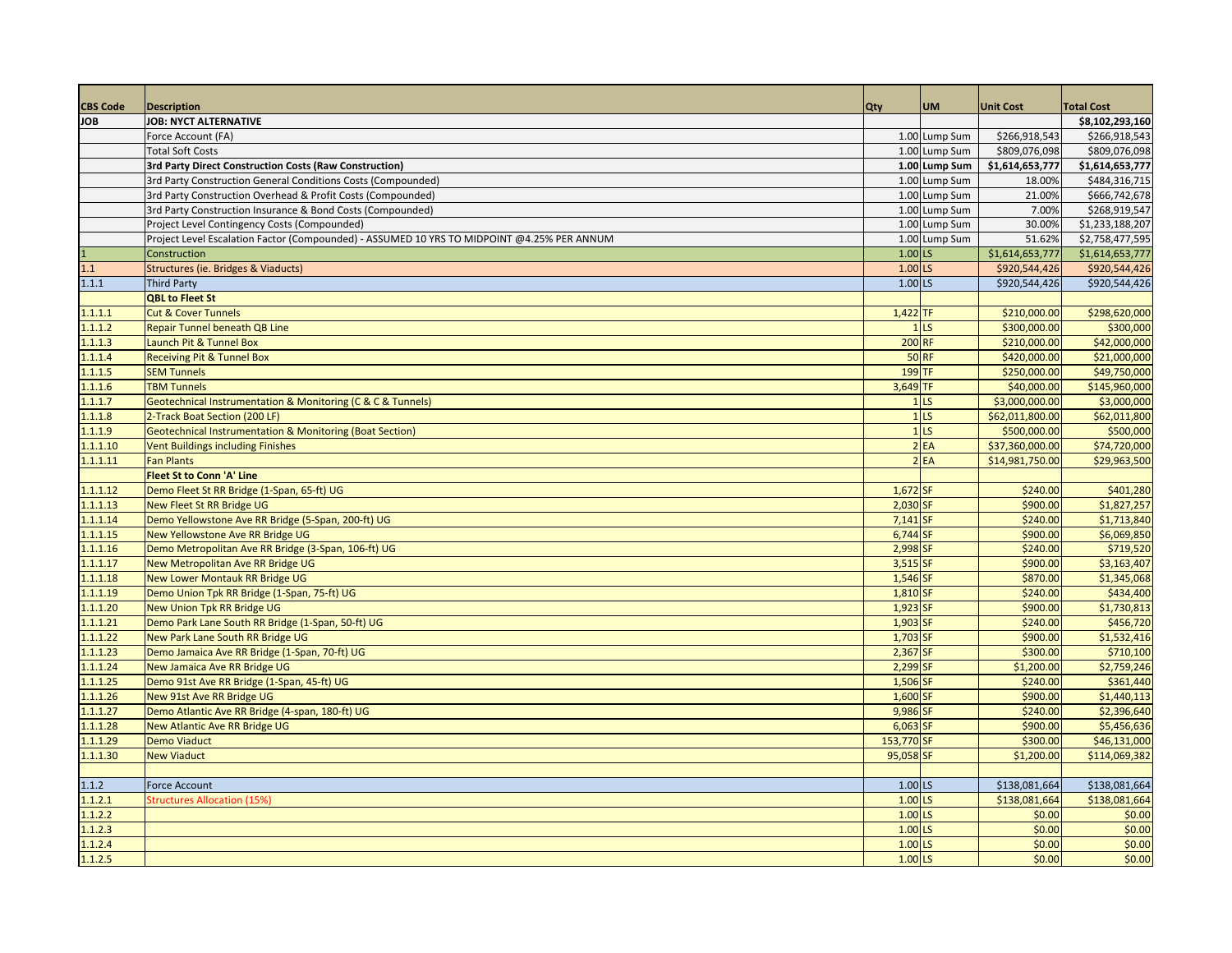| CBS Code | Description | Qty | UM | Unit Cost | Total Cost |
|---|---|---|---|---|---|
| JOB | **JOB: NYCT ALTERNATIVE** | | | | **$8,102,293,160** |
| | Force Account (FA) | 1.00 | Lump Sum | $266,918,543 | $266,918,543 |
| | Total Soft Costs | 1.00 | Lump Sum | $809,076,098 | $809,076,098 |
| | **3rd Party Direct Construction Costs (Raw Construction)** | **1.00** | **Lump Sum** | **$1,614,653,777** | **$1,614,653,777** |
| | 3rd Party Construction General Conditions Costs (Compounded) | 1.00 | Lump Sum | 18.00% | $484,316,715 |
| | 3rd Party Construction Overhead & Profit Costs (Compounded) | 1.00 | Lump Sum | 21.00% | $666,742,678 |
| | 3rd Party Construction Insurance & Bond Costs (Compounded) | 1.00 | Lump Sum | 7.00% | $268,919,547 |
| | Project Level Contingency Costs (Compounded) | 1.00 | Lump Sum | 30.00% | $1,233,188,207 |
| | Project Level Escalation Factor (Compounded) - ASSUMED 10 YRS TO MIDPOINT @4.25% PER ANNUM | 1.00 | Lump Sum | 51.62% | $2,758,477,595 |
| 1 | Construction | 1.00 | LS | $1,614,653,777 | $1,614,653,777 |
| 1.1 | Structures (ie. Bridges & Viaducts) | 1.00 | LS | $920,544,426 | $920,544,426 |
| 1.1.1 | Third Party | 1.00 | LS | $920,544,426 | $920,544,426 |
| | **QBL to Fleet St** | | | | |
| 1.1.1.1 | Cut & Cover Tunnels | 1,422 | TF | $210,000.00 | $298,620,000 |
| 1.1.1.2 | Repair Tunnel beneath QB Line | 1 | LS | $300,000.00 | $300,000 |
| 1.1.1.3 | Launch Pit & Tunnel Box | 200 | RF | $210,000.00 | $42,000,000 |
| 1.1.1.4 | Receiving Pit & Tunnel Box | 50 | RF | $420,000.00 | $21,000,000 |
| 1.1.1.5 | SEM Tunnels | 199 | TF | $250,000.00 | $49,750,000 |
| 1.1.1.6 | TBM Tunnels | 3,649 | TF | $40,000.00 | $145,960,000 |
| 1.1.1.7 | Geotechnical Instrumentation & Monitoring (C & C & Tunnels) | 1 | LS | $3,000,000.00 | $3,000,000 |
| 1.1.1.8 | 2-Track Boat Section (200 LF) | 1 | LS | $62,011,800.00 | $62,011,800 |
| 1.1.1.9 | Geotechnical Instrumentation & Monitoring (Boat Section) | 1 | LS | $500,000.00 | $500,000 |
| 1.1.1.10 | Vent Buildings including Finishes | 2 | EA | $37,360,000.00 | $74,720,000 |
| 1.1.1.11 | Fan Plants | 2 | EA | $14,981,750.00 | $29,963,500 |
| | **Fleet St to Conn 'A' Line** | | | | |
| 1.1.1.12 | Demo Fleet St RR Bridge (1-Span, 65-ft) UG | 1,672 | SF | $240.00 | $401,280 |
| 1.1.1.13 | New Fleet St RR Bridge UG | 2,030 | SF | $900.00 | $1,827,257 |
| 1.1.1.14 | Demo Yellowstone Ave RR Bridge (5-Span, 200-ft) UG | 7,141 | SF | $240.00 | $1,713,840 |
| 1.1.1.15 | New Yellowstone Ave RR Bridge UG | 6,744 | SF | $900.00 | $6,069,850 |
| 1.1.1.16 | Demo Metropolitan Ave RR Bridge (3-Span, 106-ft) UG | 2,998 | SF | $240.00 | $719,520 |
| 1.1.1.17 | New Metropolitan Ave RR Bridge UG | 3,515 | SF | $900.00 | $3,163,407 |
| 1.1.1.18 | New Lower Montauk RR Bridge UG | 1,546 | SF | $870.00 | $1,345,068 |
| 1.1.1.19 | Demo Union Tpk RR Bridge (1-Span, 75-ft) UG | 1,810 | SF | $240.00 | $434,400 |
| 1.1.1.20 | New Union Tpk RR Bridge UG | 1,923 | SF | $900.00 | $1,730,813 |
| 1.1.1.21 | Demo Park Lane South RR Bridge (1-Span, 50-ft) UG | 1,903 | SF | $240.00 | $456,720 |
| 1.1.1.22 | New Park Lane South RR Bridge UG | 1,703 | SF | $900.00 | $1,532,416 |
| 1.1.1.23 | Demo Jamaica Ave RR Bridge (1-Span, 70-ft) UG | 2,367 | SF | $300.00 | $710,100 |
| 1.1.1.24 | New Jamaica Ave RR Bridge UG | 2,299 | SF | $1,200.00 | $2,759,246 |
| 1.1.1.25 | Demo 91st Ave RR Bridge (1-Span, 45-ft) UG | 1,506 | SF | $240.00 | $361,440 |
| 1.1.1.26 | New 91st Ave RR Bridge UG | 1,600 | SF | $900.00 | $1,440,113 |
| 1.1.1.27 | Demo Atlantic Ave RR Bridge (4-span, 180-ft) UG | 9,986 | SF | $240.00 | $2,396,640 |
| 1.1.1.28 | New Atlantic Ave RR Bridge UG | 6,063 | SF | $900.00 | $5,456,636 |
| 1.1.1.29 | Demo Viaduct | 153,770 | SF | $300.00 | $46,131,000 |
| 1.1.1.30 | New Viaduct | 95,058 | SF | $1,200.00 | $114,069,382 |
| | | | | | |
| 1.1.2 | Force Account | 1.00 | LS | $138,081,664 | $138,081,664 |
| 1.1.2.1 | Structures Allocation (15%) | 1.00 | LS | $138,081,664 | $138,081,664 |
| 1.1.2.2 | | 1.00 | LS | $0.00 | $0.00 |
| 1.1.2.3 | | 1.00 | LS | $0.00 | $0.00 |
| 1.1.2.4 | | 1.00 | LS | $0.00 | $0.00 |
| 1.1.2.5 | | 1.00 | LS | $0.00 | $0.00 |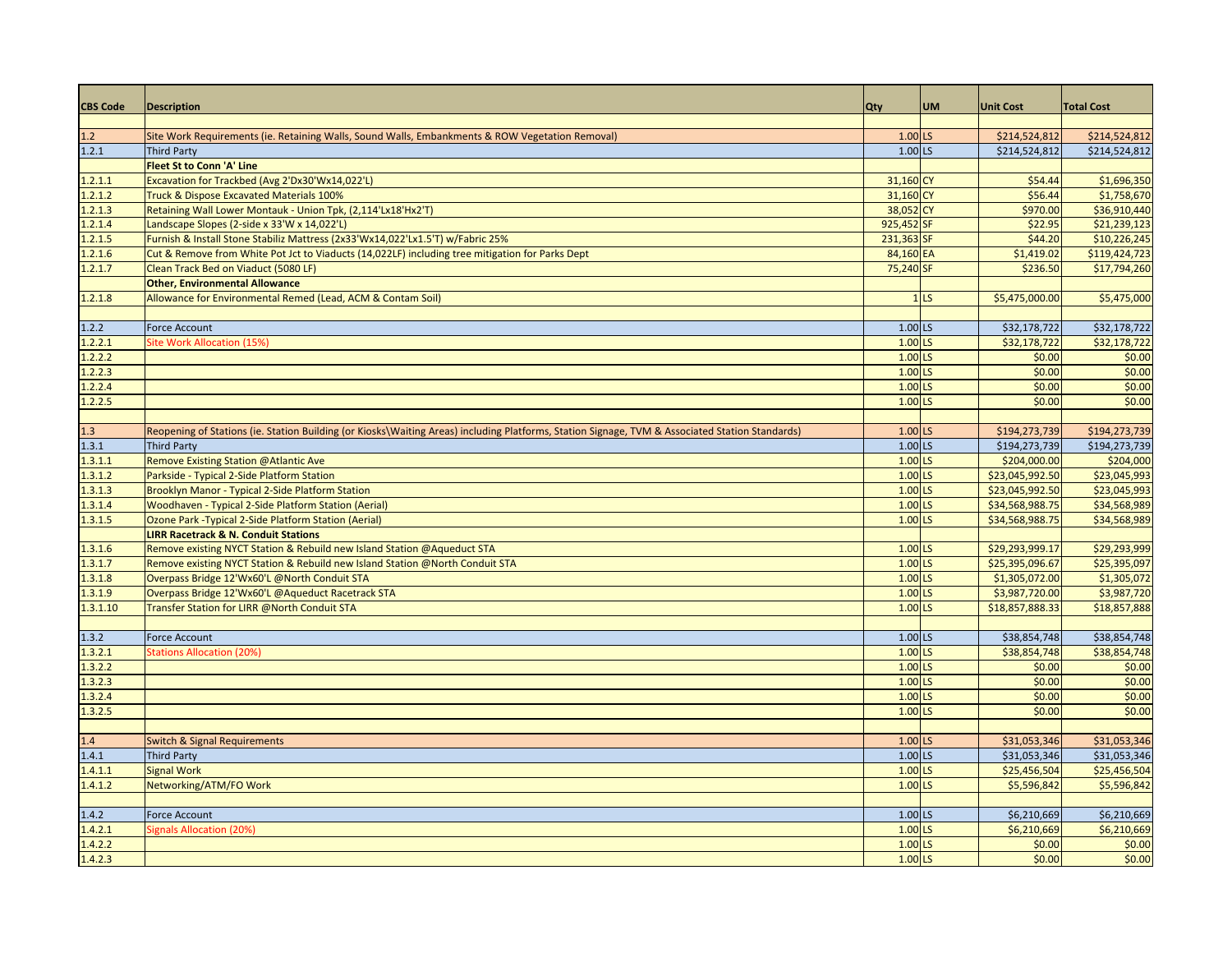| CBS Code | Description | Qty | UM | Unit Cost | Total Cost |
|---|---|---|---|---|---|
| | | | | | |
| 1.2 | Site Work Requirements (ie. Retaining Walls, Sound Walls, Embankments & ROW Vegetation Removal) | 1.00 | LS | $214,524,812 | $214,524,812 |
| 1.2.1 | Third Party | 1.00 | LS | $214,524,812 | $214,524,812 |
| | **Fleet St to Conn 'A' Line** | | | | |
| 1.2.1.1 | Excavation for Trackbed (Avg 2'Dx30'Wx14,022'L) | 31,160 | CY | $54.44 | $1,696,350 |
| 1.2.1.2 | Truck & Dispose Excavated Materials 100% | 31,160 | CY | $56.44 | $1,758,670 |
| 1.2.1.3 | Retaining Wall Lower Montauk - Union Tpk, (2,114'Lx18'Hx2'T) | 38,052 | CY | $970.00 | $36,910,440 |
| 1.2.1.4 | Landscape Slopes (2-side x 33'W x 14,022'L) | 925,452 | SF | $22.95 | $21,239,123 |
| 1.2.1.5 | Furnish & Install Stone Stabiliz Mattress (2x33'Wx14,022'Lx1.5'T) w/Fabric 25% | 231,363 | SF | $44.20 | $10,226,245 |
| 1.2.1.6 | Cut & Remove from White Pot Jct to Viaducts (14,022LF) including tree mitigation for Parks Dept | 84,160 | EA | $1,419.02 | $119,424,723 |
| 1.2.1.7 | Clean Track Bed on Viaduct (5080 LF) | 75,240 | SF | $236.50 | $17,794,260 |
| | **Other, Environmental Allowance** | | | | |
| 1.2.1.8 | Allowance for Environmental Remed (Lead, ACM & Contam Soil) | 1 | LS | $5,475,000.00 | $5,475,000 |
| | | | | | |
| 1.2.2 | Force Account | 1.00 | LS | $32,178,722 | $32,178,722 |
| 1.2.2.1 | Site Work Allocation (15%) | 1.00 | LS | $32,178,722 | $32,178,722 |
| 1.2.2.2 | | 1.00 | LS | $0.00 | $0.00 |
| 1.2.2.3 | | 1.00 | LS | $0.00 | $0.00 |
| 1.2.2.4 | | 1.00 | LS | $0.00 | $0.00 |
| 1.2.2.5 | | 1.00 | LS | $0.00 | $0.00 |
| | | | | | |
| 1.3 | Reopening of Stations (ie. Station Building (or Kiosks\Waiting Areas) including Platforms, Station Signage, TVM & Associated Station Standards) | 1.00 | LS | $194,273,739 | $194,273,739 |
| 1.3.1 | Third Party | 1.00 | LS | $194,273,739 | $194,273,739 |
| 1.3.1.1 | Remove Existing Station @Atlantic Ave | 1.00 | LS | $204,000.00 | $204,000 |
| 1.3.1.2 | Parkside - Typical 2-Side Platform Station | 1.00 | LS | $23,045,992.50 | $23,045,993 |
| 1.3.1.3 | Brooklyn Manor - Typical 2-Side Platform Station | 1.00 | LS | $23,045,992.50 | $23,045,993 |
| 1.3.1.4 | Woodhaven - Typical 2-Side Platform Station (Aerial) | 1.00 | LS | $34,568,988.75 | $34,568,989 |
| 1.3.1.5 | Ozone Park -Typical 2-Side Platform Station (Aerial) | 1.00 | LS | $34,568,988.75 | $34,568,989 |
| | **LIRR Racetrack & N. Conduit Stations** | | | | |
| 1.3.1.6 | Remove existing NYCT Station & Rebuild new Island Station @Aqueduct STA | 1.00 | LS | $29,293,999.17 | $29,293,999 |
| 1.3.1.7 | Remove existing NYCT Station & Rebuild new Island Station @North Conduit STA | 1.00 | LS | $25,395,096.67 | $25,395,097 |
| 1.3.1.8 | Overpass Bridge 12'Wx60'L @North Conduit STA | 1.00 | LS | $1,305,072.00 | $1,305,072 |
| 1.3.1.9 | Overpass Bridge 12'Wx60'L @Aqueduct Racetrack STA | 1.00 | LS | $3,987,720.00 | $3,987,720 |
| 1.3.1.10 | Transfer Station for LIRR @North Conduit STA | 1.00 | LS | $18,857,888.33 | $18,857,888 |
| | | | | | |
| 1.3.2 | Force Account | 1.00 | LS | $38,854,748 | $38,854,748 |
| 1.3.2.1 | Stations Allocation (20%) | 1.00 | LS | $38,854,748 | $38,854,748 |
| 1.3.2.2 | | 1.00 | LS | $0.00 | $0.00 |
| 1.3.2.3 | | 1.00 | LS | $0.00 | $0.00 |
| 1.3.2.4 | | 1.00 | LS | $0.00 | $0.00 |
| 1.3.2.5 | | 1.00 | LS | $0.00 | $0.00 |
| | | | | | |
| 1.4 | Switch & Signal Requirements | 1.00 | LS | $31,053,346 | $31,053,346 |
| 1.4.1 | Third Party | 1.00 | LS | $31,053,346 | $31,053,346 |
| 1.4.1.1 | Signal Work | 1.00 | LS | $25,456,504 | $25,456,504 |
| 1.4.1.2 | Networking/ATM/FO Work | 1.00 | LS | $5,596,842 | $5,596,842 |
| | | | | | |
| 1.4.2 | Force Account | 1.00 | LS | $6,210,669 | $6,210,669 |
| 1.4.2.1 | Signals Allocation (20%) | 1.00 | LS | $6,210,669 | $6,210,669 |
| 1.4.2.2 | | 1.00 | LS | $0.00 | $0.00 |
| 1.4.2.3 | | 1.00 | LS | $0.00 | $0.00 |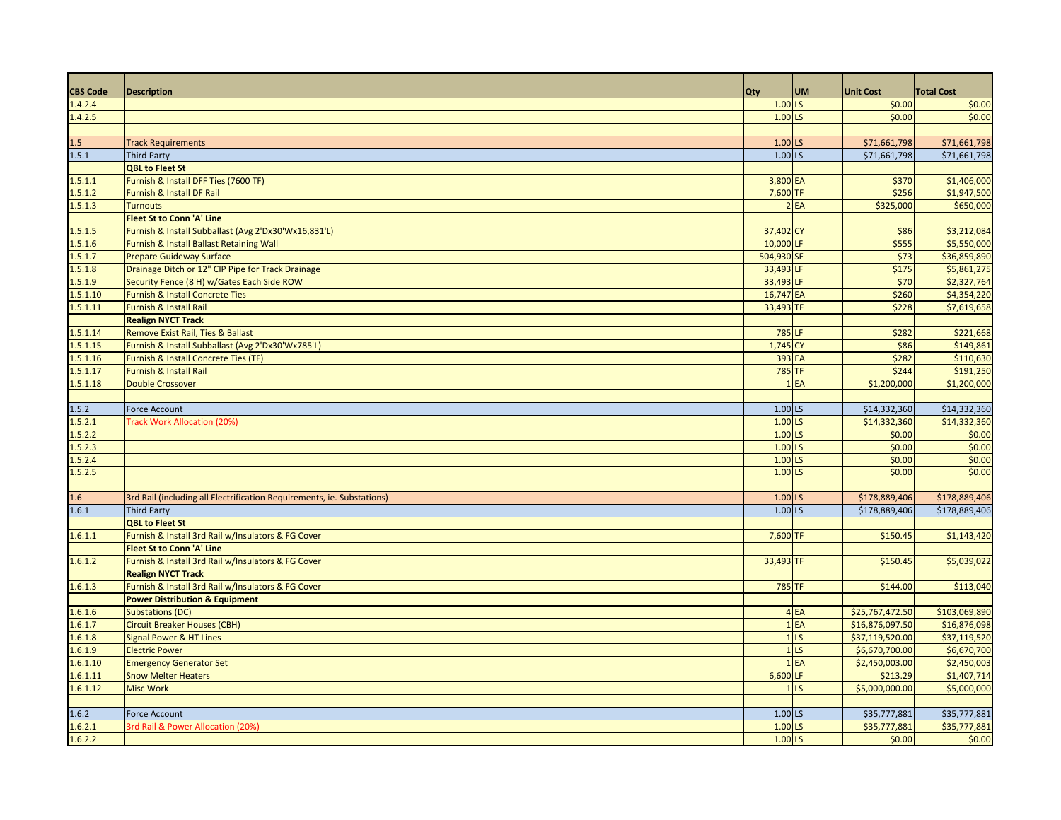| CBS Code | Description | Qty | UM | Unit Cost | Total Cost |
|---|---|---|---|---|---|
| 1.4.2.4 | | 1.00 | LS | $0.00 | $0.00 |
| 1.4.2.5 | | 1.00 | LS | $0.00 | $0.00 |
| | | | | | |
| 1.5 | Track Requirements | 1.00 | LS | $71,661,798 | $71,661,798 |
| 1.5.1 | Third Party | 1.00 | LS | $71,661,798 | $71,661,798 |
| | **QBL to Fleet St** | | | | |
| 1.5.1.1 | Furnish & Install DFF Ties (7600 TF) | 3,800 | EA | $370 | $1,406,000 |
| 1.5.1.2 | Furnish & Install DF Rail | 7,600 | TF | $256 | $1,947,500 |
| 1.5.1.3 | Turnouts | 2 | EA | $325,000 | $650,000 |
| | **Fleet St to Conn 'A' Line** | | | | |
| 1.5.1.5 | Furnish & Install Subballast (Avg 2'Dx30'Wx16,831'L) | 37,402 | CY | $86 | $3,212,084 |
| 1.5.1.6 | Furnish & Install Ballast Retaining Wall | 10,000 | LF | $555 | $5,550,000 |
| 1.5.1.7 | Prepare Guideway Surface | 504,930 | SF | $73 | $36,859,890 |
| 1.5.1.8 | Drainage Ditch or 12" CIP Pipe for Track Drainage | 33,493 | LF | $175 | $5,861,275 |
| 1.5.1.9 | Security Fence (8'H) w/Gates Each Side ROW | 33,493 | LF | $70 | $2,327,764 |
| 1.5.1.10 | Furnish & Install Concrete Ties | 16,747 | EA | $260 | $4,354,220 |
| 1.5.1.11 | Furnish & Install Rail | 33,493 | TF | $228 | $7,619,658 |
| | **Realign NYCT Track** | | | | |
| 1.5.1.14 | Remove Exist Rail, Ties & Ballast | 785 | LF | $282 | $221,668 |
| 1.5.1.15 | Furnish & Install Subballast (Avg 2'Dx30'Wx785'L) | 1,745 | CY | $86 | $149,861 |
| 1.5.1.16 | Furnish & Install Concrete Ties (TF) | 393 | EA | $282 | $110,630 |
| 1.5.1.17 | Furnish & Install Rail | 785 | TF | $244 | $191,250 |
| 1.5.1.18 | Double Crossover | 1 | EA | $1,200,000 | $1,200,000 |
| | | | | | |
| 1.5.2 | Force Account | 1.00 | LS | $14,332,360 | $14,332,360 |
| 1.5.2.1 | Track Work Allocation (20%) | 1.00 | LS | $14,332,360 | $14,332,360 |
| 1.5.2.2 | | 1.00 | LS | $0.00 | $0.00 |
| 1.5.2.3 | | 1.00 | LS | $0.00 | $0.00 |
| 1.5.2.4 | | 1.00 | LS | $0.00 | $0.00 |
| 1.5.2.5 | | 1.00 | LS | $0.00 | $0.00 |
| | | | | | |
| 1.6 | 3rd Rail (including all Electrification Requirements, ie. Substations) | 1.00 | LS | $178,889,406 | $178,889,406 |
| 1.6.1 | Third Party | 1.00 | LS | $178,889,406 | $178,889,406 |
| | **QBL to Fleet St** | | | | |
| 1.6.1.1 | Furnish & Install 3rd Rail w/Insulators & FG Cover | 7,600 | TF | $150.45 | $1,143,420 |
| | **Fleet St to Conn 'A' Line** | | | | |
| 1.6.1.2 | Furnish & Install 3rd Rail w/Insulators & FG Cover | 33,493 | TF | $150.45 | $5,039,022 |
| | **Realign NYCT Track** | | | | |
| 1.6.1.3 | Furnish & Install 3rd Rail w/Insulators & FG Cover | 785 | TF | $144.00 | $113,040 |
| | **Power Distribution & Equipment** | | | | |
| 1.6.1.6 | Substations (DC) | 4 | EA | $25,767,472.50 | $103,069,890 |
| 1.6.1.7 | Circuit Breaker Houses (CBH) | 1 | EA | $16,876,097.50 | $16,876,098 |
| 1.6.1.8 | Signal Power & HT Lines | 1 | LS | $37,119,520.00 | $37,119,520 |
| 1.6.1.9 | Electric Power | 1 | LS | $6,670,700.00 | $6,670,700 |
| 1.6.1.10 | Emergency Generator Set | 1 | EA | $2,450,003.00 | $2,450,003 |
| 1.6.1.11 | Snow Melter Heaters | 6,600 | LF | $213.29 | $1,407,714 |
| 1.6.1.12 | Misc Work | 1 | LS | $5,000,000.00 | $5,000,000 |
| | | | | | |
| 1.6.2 | Force Account | 1.00 | LS | $35,777,881 | $35,777,881 |
| 1.6.2.1 | 3rd Rail & Power Allocation (20%) | 1.00 | LS | $35,777,881 | $35,777,881 |
| 1.6.2.2 | | 1.00 | LS | $0.00 | $0.00 |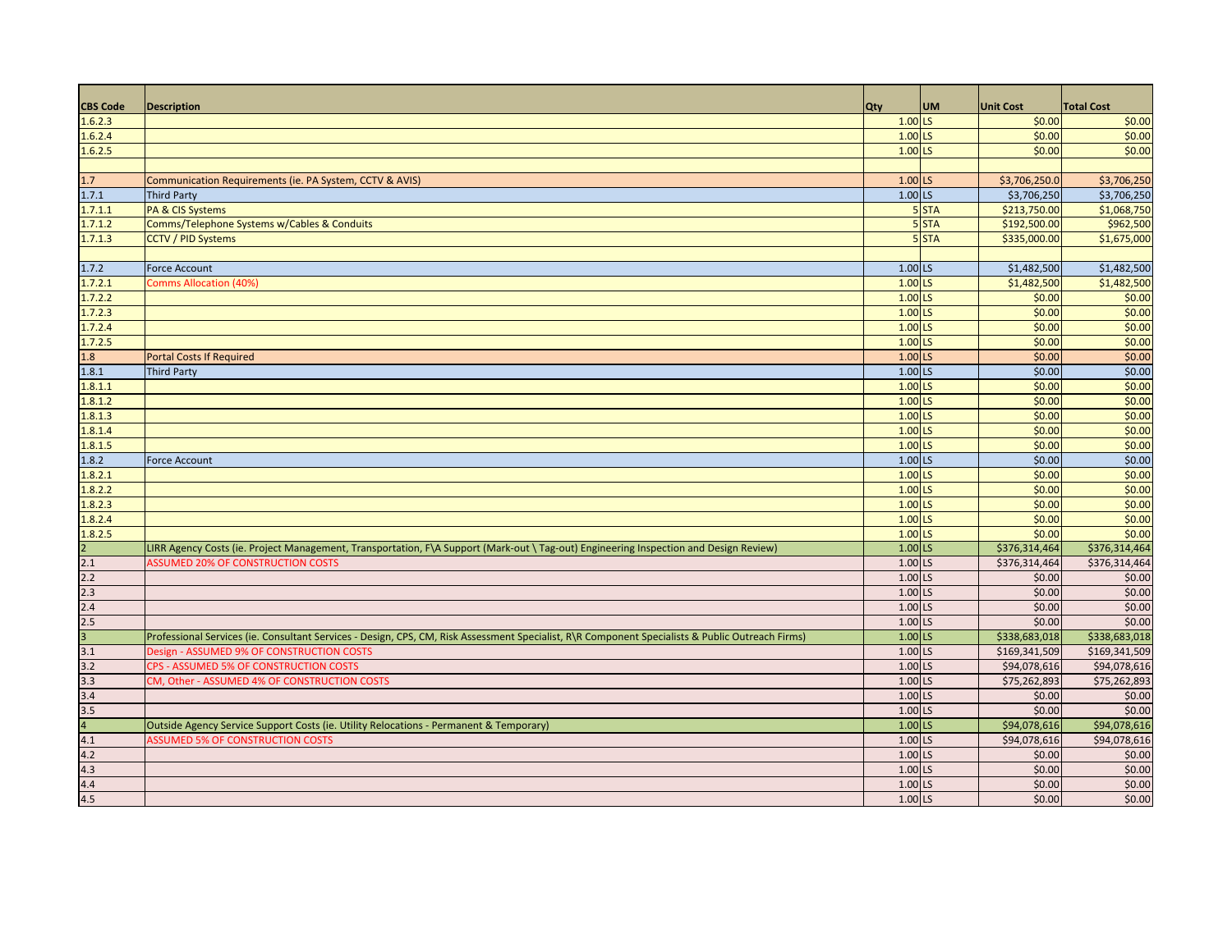| CBS Code | Description | Qty | UM | Unit Cost | Total Cost |
|---|---|---|---|---|---|
| 1.6.2.3 | | 1.00 | LS | $0.00 | $0.00 |
| 1.6.2.4 | | 1.00 | LS | $0.00 | $0.00 |
| 1.6.2.5 | | 1.00 | LS | $0.00 | $0.00 |
| | | | | | |
| 1.7 | Communication Requirements (ie. PA System, CCTV & AVIS) | 1.00 | LS | $3,706,250.0 | $3,706,250 |
| 1.7.1 | Third Party | 1.00 | LS | $3,706,250 | $3,706,250 |
| 1.7.1.1 | PA & CIS Systems | 5 | STA | $213,750.00 | $1,068,750 |
| 1.7.1.2 | Comms/Telephone Systems w/Cables & Conduits | 5 | STA | $192,500.00 | $962,500 |
| 1.7.1.3 | CCTV / PID Systems | 5 | STA | $335,000.00 | $1,675,000 |
| | | | | | |
| 1.7.2 | Force Account | 1.00 | LS | $1,482,500 | $1,482,500 |
| 1.7.2.1 | Comms Allocation (40%) | 1.00 | LS | $1,482,500 | $1,482,500 |
| 1.7.2.2 | | 1.00 | LS | $0.00 | $0.00 |
| 1.7.2.3 | | 1.00 | LS | $0.00 | $0.00 |
| 1.7.2.4 | | 1.00 | LS | $0.00 | $0.00 |
| 1.7.2.5 | | 1.00 | LS | $0.00 | $0.00 |
| 1.8 | Portal Costs If Required | 1.00 | LS | $0.00 | $0.00 |
| 1.8.1 | Third Party | 1.00 | LS | $0.00 | $0.00 |
| 1.8.1.1 | | 1.00 | LS | $0.00 | $0.00 |
| 1.8.1.2 | | 1.00 | LS | $0.00 | $0.00 |
| 1.8.1.3 | | 1.00 | LS | $0.00 | $0.00 |
| 1.8.1.4 | | 1.00 | LS | $0.00 | $0.00 |
| 1.8.1.5 | | 1.00 | LS | $0.00 | $0.00 |
| 1.8.2 | Force Account | 1.00 | LS | $0.00 | $0.00 |
| 1.8.2.1 | | 1.00 | LS | $0.00 | $0.00 |
| 1.8.2.2 | | 1.00 | LS | $0.00 | $0.00 |
| 1.8.2.3 | | 1.00 | LS | $0.00 | $0.00 |
| 1.8.2.4 | | 1.00 | LS | $0.00 | $0.00 |
| 1.8.2.5 | | 1.00 | LS | $0.00 | $0.00 |
| 2 | LIRR Agency Costs (ie. Project Management, Transportation, F\A Support (Mark-out \ Tag-out) Engineering Inspection and Design Review) | 1.00 | LS | $376,314,464 | $376,314,464 |
| 2.1 | ASSUMED 20% OF CONSTRUCTION COSTS | 1.00 | LS | $376,314,464 | $376,314,464 |
| 2.2 | | 1.00 | LS | $0.00 | $0.00 |
| 2.3 | | 1.00 | LS | $0.00 | $0.00 |
| 2.4 | | 1.00 | LS | $0.00 | $0.00 |
| 2.5 | | 1.00 | LS | $0.00 | $0.00 |
| 3 | Professional Services (ie. Consultant Services - Design, CPS, CM, Risk Assessment Specialist, R\R Component Specialists & Public Outreach Firms) | 1.00 | LS | $338,683,018 | $338,683,018 |
| 3.1 | Design - ASSUMED 9% OF CONSTRUCTION COSTS | 1.00 | LS | $169,341,509 | $169,341,509 |
| 3.2 | CPS - ASSUMED 5% OF CONSTRUCTION COSTS | 1.00 | LS | $94,078,616 | $94,078,616 |
| 3.3 | CM, Other - ASSUMED 4% OF CONSTRUCTION COSTS | 1.00 | LS | $75,262,893 | $75,262,893 |
| 3.4 | | 1.00 | LS | $0.00 | $0.00 |
| 3.5 | | 1.00 | LS | $0.00 | $0.00 |
| 4 | Outside Agency Service Support Costs (ie. Utility Relocations - Permanent & Temporary) | 1.00 | LS | $94,078,616 | $94,078,616 |
| 4.1 | ASSUMED 5% OF CONSTRUCTION COSTS | 1.00 | LS | $94,078,616 | $94,078,616 |
| 4.2 | | 1.00 | LS | $0.00 | $0.00 |
| 4.3 | | 1.00 | LS | $0.00 | $0.00 |
| 4.4 | | 1.00 | LS | $0.00 | $0.00 |
| 4.5 | | 1.00 | LS | $0.00 | $0.00 |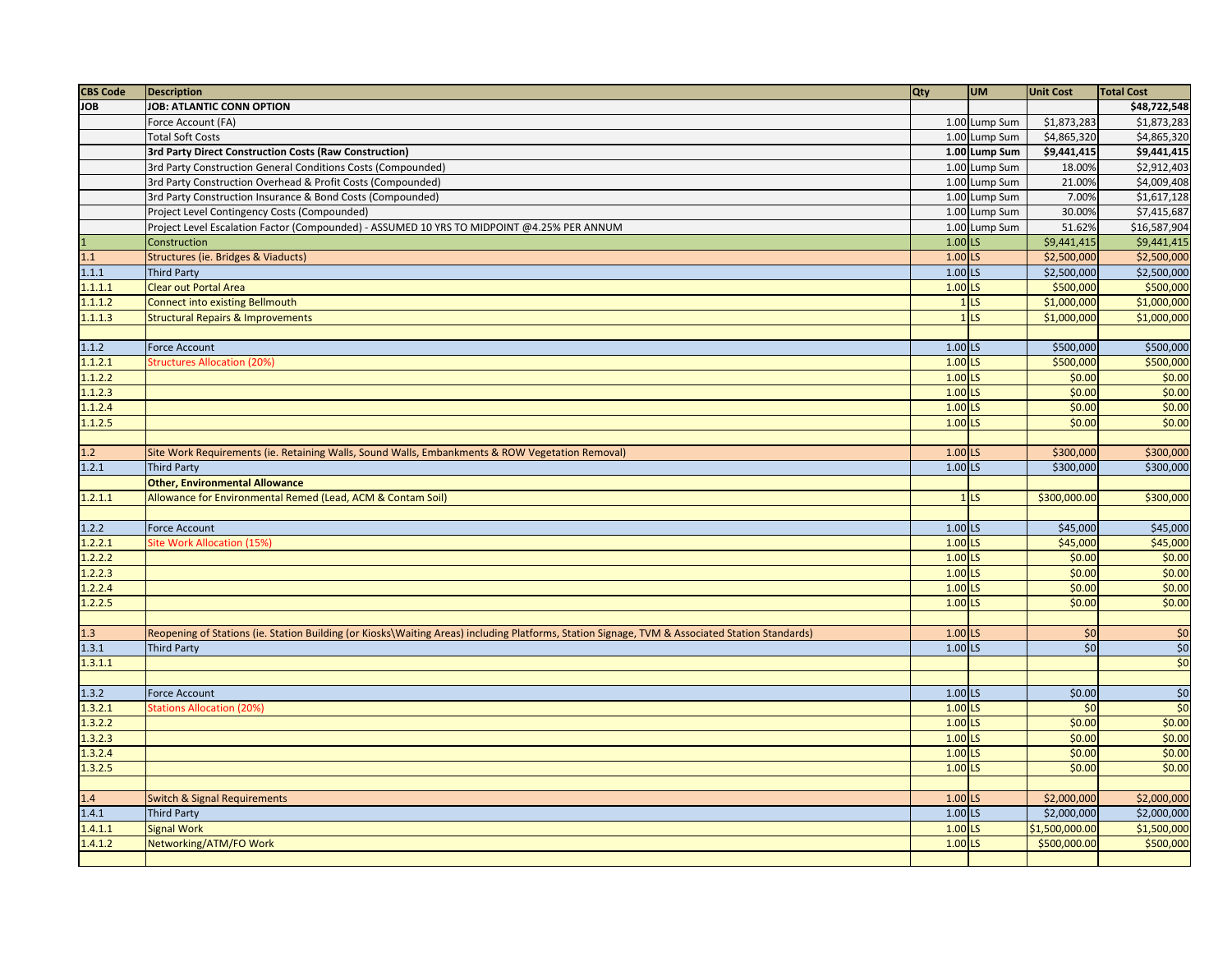| CBS Code | Description | Qty | UM | Unit Cost | Total Cost |
|---|---|---|---|---|---|
| JOB | **JOB: ATLANTIC CONN OPTION** | | | | **$48,722,548** |
| | Force Account (FA) | 1.00 | Lump Sum | $1,873,283 | $1,873,283 |
| | Total Soft Costs | 1.00 | Lump Sum | $4,865,320 | $4,865,320 |
| | **3rd Party Direct Construction Costs (Raw Construction)** | **1.00** | **Lump Sum** | **$9,441,415** | **$9,441,415** |
| | 3rd Party Construction General Conditions Costs (Compounded) | 1.00 | Lump Sum | 18.00% | $2,912,403 |
| | 3rd Party Construction Overhead & Profit Costs (Compounded) | 1.00 | Lump Sum | 21.00% | $4,009,408 |
| | 3rd Party Construction Insurance & Bond Costs (Compounded) | 1.00 | Lump Sum | 7.00% | $1,617,128 |
| | Project Level Contingency Costs (Compounded) | 1.00 | Lump Sum | 30.00% | $7,415,687 |
| | Project Level Escalation Factor (Compounded) - ASSUMED 10 YRS TO MIDPOINT @4.25% PER ANNUM | 1.00 | Lump Sum | 51.62% | $16,587,904 |
| 1 | Construction | 1.00 | LS | $9,441,415 | $9,441,415 |
| 1.1 | Structures (ie. Bridges & Viaducts) | 1.00 | LS | $2,500,000 | $2,500,000 |
| 1.1.1 | Third Party | 1.00 | LS | $2,500,000 | $2,500,000 |
| 1.1.1.1 | Clear out Portal Area | 1.00 | LS | $500,000 | $500,000 |
| 1.1.1.2 | Connect into existing Bellmouth | 1 | LS | $1,000,000 | $1,000,000 |
| 1.1.1.3 | Structural Repairs & Improvements | 1 | LS | $1,000,000 | $1,000,000 |
| | | | | | |
| 1.1.2 | Force Account | 1.00 | LS | $500,000 | $500,000 |
| 1.1.2.1 | Structures Allocation (20%) | 1.00 | LS | $500,000 | $500,000 |
| 1.1.2.2 | | 1.00 | LS | $0.00 | $0.00 |
| 1.1.2.3 | | 1.00 | LS | $0.00 | $0.00 |
| 1.1.2.4 | | 1.00 | LS | $0.00 | $0.00 |
| 1.1.2.5 | | 1.00 | LS | $0.00 | $0.00 |
| | | | | | |
| 1.2 | Site Work Requirements (ie. Retaining Walls, Sound Walls, Embankments & ROW Vegetation Removal) | 1.00 | LS | $300,000 | $300,000 |
| 1.2.1 | Third Party | 1.00 | LS | $300,000 | $300,000 |
| | **Other, Environmental Allowance** | | | | |
| 1.2.1.1 | Allowance for Environmental Remed (Lead, ACM & Contam Soil) | 1 | LS | $300,000.00 | $300,000 |
| | | | | | |
| 1.2.2 | Force Account | 1.00 | LS | $45,000 | $45,000 |
| 1.2.2.1 | Site Work Allocation (15%) | 1.00 | LS | $45,000 | $45,000 |
| 1.2.2.2 | | 1.00 | LS | $0.00 | $0.00 |
| 1.2.2.3 | | 1.00 | LS | $0.00 | $0.00 |
| 1.2.2.4 | | 1.00 | LS | $0.00 | $0.00 |
| 1.2.2.5 | | 1.00 | LS | $0.00 | $0.00 |
| | | | | | |
| 1.3 | Reopening of Stations (ie. Station Building (or Kiosks\Waiting Areas) including Platforms, Station Signage, TVM & Associated Station Standards) | 1.00 | LS | $0 | $0 |
| 1.3.1 | Third Party | 1.00 | LS | $0 | $0 |
| 1.3.1.1 | | | | | $0 |
| | | | | | |
| 1.3.2 | Force Account | 1.00 | LS | $0.00 | $0 |
| 1.3.2.1 | Stations Allocation (20%) | 1.00 | LS | $0 | $0 |
| 1.3.2.2 | | 1.00 | LS | $0.00 | $0.00 |
| 1.3.2.3 | | 1.00 | LS | $0.00 | $0.00 |
| 1.3.2.4 | | 1.00 | LS | $0.00 | $0.00 |
| 1.3.2.5 | | 1.00 | LS | $0.00 | $0.00 |
| | | | | | |
| 1.4 | Switch & Signal Requirements | 1.00 | LS | $2,000,000 | $2,000,000 |
| 1.4.1 | Third Party | 1.00 | LS | $2,000,000 | $2,000,000 |
| 1.4.1.1 | Signal Work | 1.00 | LS | $1,500,000.00 | $1,500,000 |
| 1.4.1.2 | Networking/ATM/FO Work | 1.00 | LS | $500,000.00 | $500,000 |
| | | | | | |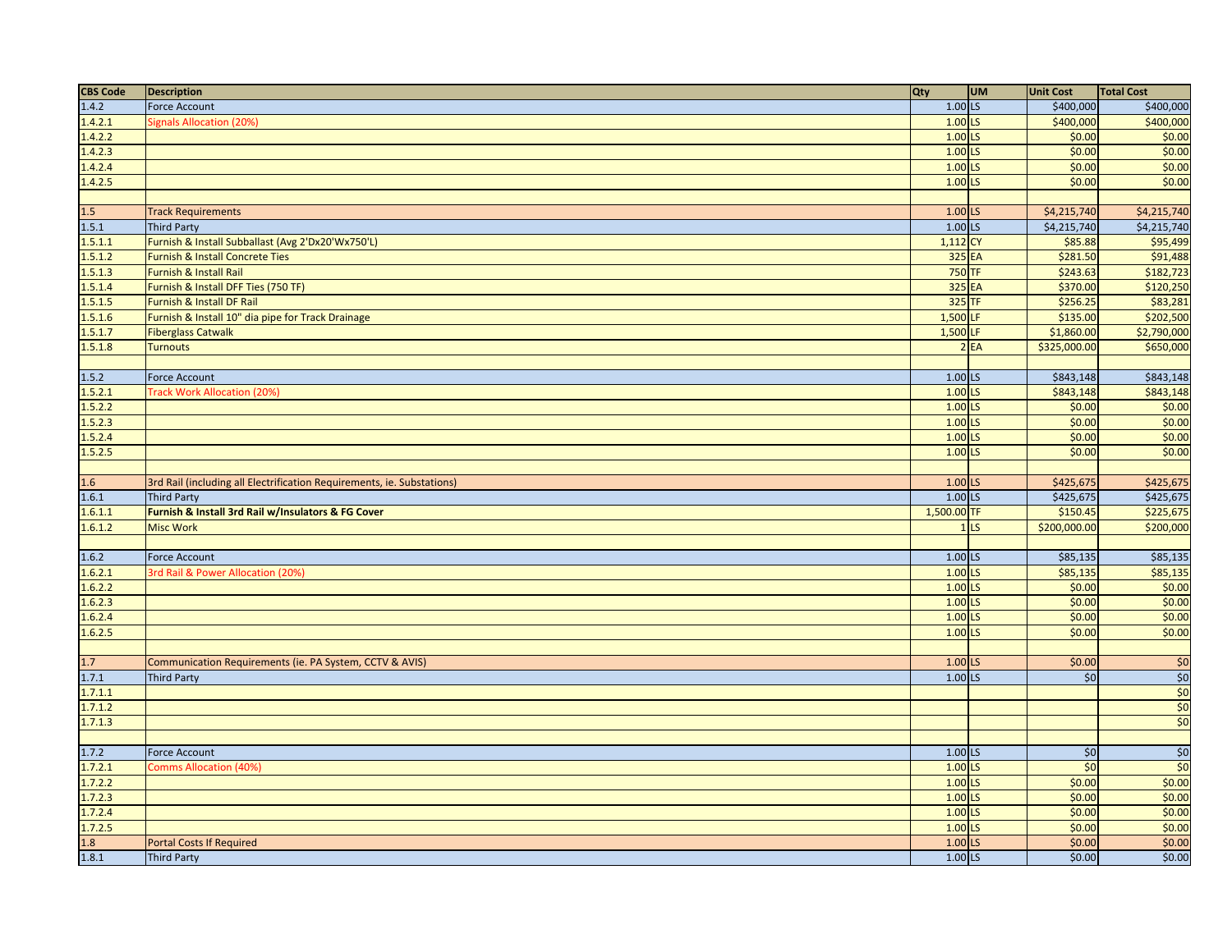| CBS Code | Description | Qty | UM | Unit Cost | Total Cost |
|---|---|---|---|---|---|
| 1.4.2 | Force Account | 1.00 | LS | $400,000 | $400,000 |
| 1.4.2.1 | Signals Allocation (20%) | 1.00 | LS | $400,000 | $400,000 |
| 1.4.2.2 | | 1.00 | LS | $0.00 | $0.00 |
| 1.4.2.3 | | 1.00 | LS | $0.00 | $0.00 |
| 1.4.2.4 | | 1.00 | LS | $0.00 | $0.00 |
| 1.4.2.5 | | 1.00 | LS | $0.00 | $0.00 |
| | | | | | |
| 1.5 | Track Requirements | 1.00 | LS | $4,215,740 | $4,215,740 |
| 1.5.1 | Third Party | 1.00 | LS | $4,215,740 | $4,215,740 |
| 1.5.1.1 | Furnish & Install Subballast (Avg 2'Dx20'Wx750'L) | 1,112 | CY | $85.88 | $95,499 |
| 1.5.1.2 | Furnish & Install Concrete Ties | 325 | EA | $281.50 | $91,488 |
| 1.5.1.3 | Furnish & Install Rail | 750 | TF | $243.63 | $182,723 |
| 1.5.1.4 | Furnish & Install DFF Ties (750 TF) | 325 | EA | $370.00 | $120,250 |
| 1.5.1.5 | Furnish & Install DF Rail | 325 | TF | $256.25 | $83,281 |
| 1.5.1.6 | Furnish & Install 10" dia pipe for Track Drainage | 1,500 | LF | $135.00 | $202,500 |
| 1.5.1.7 | Fiberglass Catwalk | 1,500 | LF | $1,860.00 | $2,790,000 |
| 1.5.1.8 | Turnouts | 2 | EA | $325,000.00 | $650,000 |
| | | | | | |
| 1.5.2 | Force Account | 1.00 | LS | $843,148 | $843,148 |
| 1.5.2.1 | Track Work Allocation (20%) | 1.00 | LS | $843,148 | $843,148 |
| 1.5.2.2 | | 1.00 | LS | $0.00 | $0.00 |
| 1.5.2.3 | | 1.00 | LS | $0.00 | $0.00 |
| 1.5.2.4 | | 1.00 | LS | $0.00 | $0.00 |
| 1.5.2.5 | | 1.00 | LS | $0.00 | $0.00 |
| | | | | | |
| 1.6 | 3rd Rail (including all Electrification Requirements, ie. Substations) | 1.00 | LS | $425,675 | $425,675 |
| 1.6.1 | Third Party | 1.00 | LS | $425,675 | $425,675 |
| 1.6.1.1 | **Furnish & Install 3rd Rail w/Insulators & FG Cover** | 1,500.00 | TF | $150.45 | $225,675 |
| 1.6.1.2 | Misc Work | 1 | LS | $200,000.00 | $200,000 |
| | | | | | |
| 1.6.2 | Force Account | 1.00 | LS | $85,135 | $85,135 |
| 1.6.2.1 | 3rd Rail & Power Allocation (20%) | 1.00 | LS | $85,135 | $85,135 |
| 1.6.2.2 | | 1.00 | LS | $0.00 | $0.00 |
| 1.6.2.3 | | 1.00 | LS | $0.00 | $0.00 |
| 1.6.2.4 | | 1.00 | LS | $0.00 | $0.00 |
| 1.6.2.5 | | 1.00 | LS | $0.00 | $0.00 |
| | | | | | |
| 1.7 | Communication Requirements (ie. PA System, CCTV & AVIS) | 1.00 | LS | $0.00 | $0 |
| 1.7.1 | Third Party | 1.00 | LS | $0 | $0 |
| 1.7.1.1 | | | | | $0 |
| 1.7.1.2 | | | | | $0 |
| 1.7.1.3 | | | | | $0 |
| | | | | | |
| 1.7.2 | Force Account | 1.00 | LS | $0 | $0 |
| 1.7.2.1 | Comms Allocation (40%) | 1.00 | LS | $0 | $0 |
| 1.7.2.2 | | 1.00 | LS | $0.00 | $0.00 |
| 1.7.2.3 | | 1.00 | LS | $0.00 | $0.00 |
| 1.7.2.4 | | 1.00 | LS | $0.00 | $0.00 |
| 1.7.2.5 | | 1.00 | LS | $0.00 | $0.00 |
| 1.8 | Portal Costs If Required | 1.00 | LS | $0.00 | $0.00 |
| 1.8.1 | Third Party | 1.00 | LS | $0.00 | $0.00 |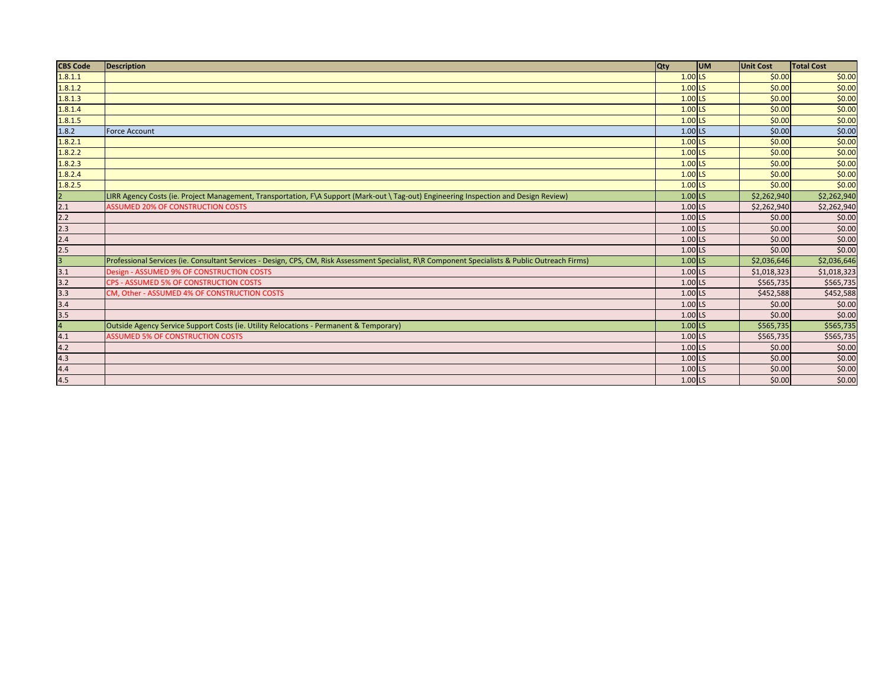| CBS Code | Description | Qty | UM | Unit Cost | Total Cost |
|---|---|---|---|---|---|
| 1.8.1.1 | | 1.00 | LS | $0.00 | $0.00 |
| 1.8.1.2 | | 1.00 | LS | $0.00 | $0.00 |
| 1.8.1.3 | | 1.00 | LS | $0.00 | $0.00 |
| 1.8.1.4 | | 1.00 | LS | $0.00 | $0.00 |
| 1.8.1.5 | | 1.00 | LS | $0.00 | $0.00 |
| 1.8.2 | Force Account | 1.00 | LS | $0.00 | $0.00 |
| 1.8.2.1 | | 1.00 | LS | $0.00 | $0.00 |
| 1.8.2.2 | | 1.00 | LS | $0.00 | $0.00 |
| 1.8.2.3 | | 1.00 | LS | $0.00 | $0.00 |
| 1.8.2.4 | | 1.00 | LS | $0.00 | $0.00 |
| 1.8.2.5 | | 1.00 | LS | $0.00 | $0.00 |
| 2 | LIRR Agency Costs (ie. Project Management, Transportation, F\A Support (Mark-out \ Tag-out) Engineering Inspection and Design Review) | 1.00 | LS | $2,262,940 | $2,262,940 |
| 2.1 | ASSUMED 20% OF CONSTRUCTION COSTS | 1.00 | LS | $2,262,940 | $2,262,940 |
| 2.2 | | 1.00 | LS | $0.00 | $0.00 |
| 2.3 | | 1.00 | LS | $0.00 | $0.00 |
| 2.4 | | 1.00 | LS | $0.00 | $0.00 |
| 2.5 | | 1.00 | LS | $0.00 | $0.00 |
| 3 | Professional Services (ie. Consultant Services - Design, CPS, CM, Risk Assessment Specialist, R\R Component Specialists & Public Outreach Firms) | 1.00 | LS | $2,036,646 | $2,036,646 |
| 3.1 | Design - ASSUMED 9% OF CONSTRUCTION COSTS | 1.00 | LS | $1,018,323 | $1,018,323 |
| 3.2 | CPS - ASSUMED 5% OF CONSTRUCTION COSTS | 1.00 | LS | $565,735 | $565,735 |
| 3.3 | CM, Other - ASSUMED 4% OF CONSTRUCTION COSTS | 1.00 | LS | $452,588 | $452,588 |
| 3.4 | | 1.00 | LS | $0.00 | $0.00 |
| 3.5 | | 1.00 | LS | $0.00 | $0.00 |
| 4 | Outside Agency Service Support Costs (ie. Utility Relocations - Permanent & Temporary) | 1.00 | LS | $565,735 | $565,735 |
| 4.1 | ASSUMED 5% OF CONSTRUCTION COSTS | 1.00 | LS | $565,735 | $565,735 |
| 4.2 | | 1.00 | LS | $0.00 | $0.00 |
| 4.3 | | 1.00 | LS | $0.00 | $0.00 |
| 4.4 | | 1.00 | LS | $0.00 | $0.00 |
| 4.5 | | 1.00 | LS | $0.00 | $0.00 |